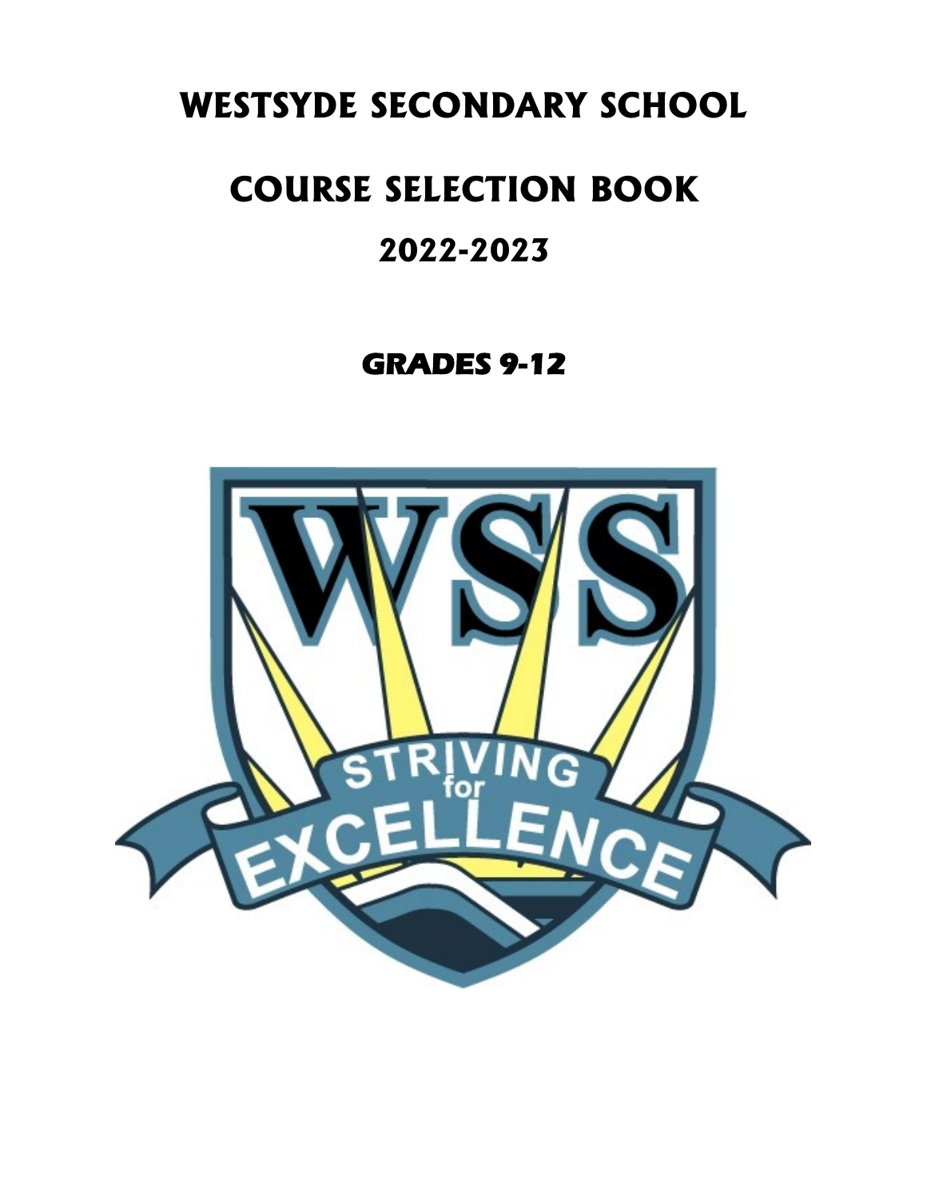# WESTSYDE SECONDARY SCHOOL

# COURSE SELECTION BOOK

## 2022-2023

### GRADES 9-12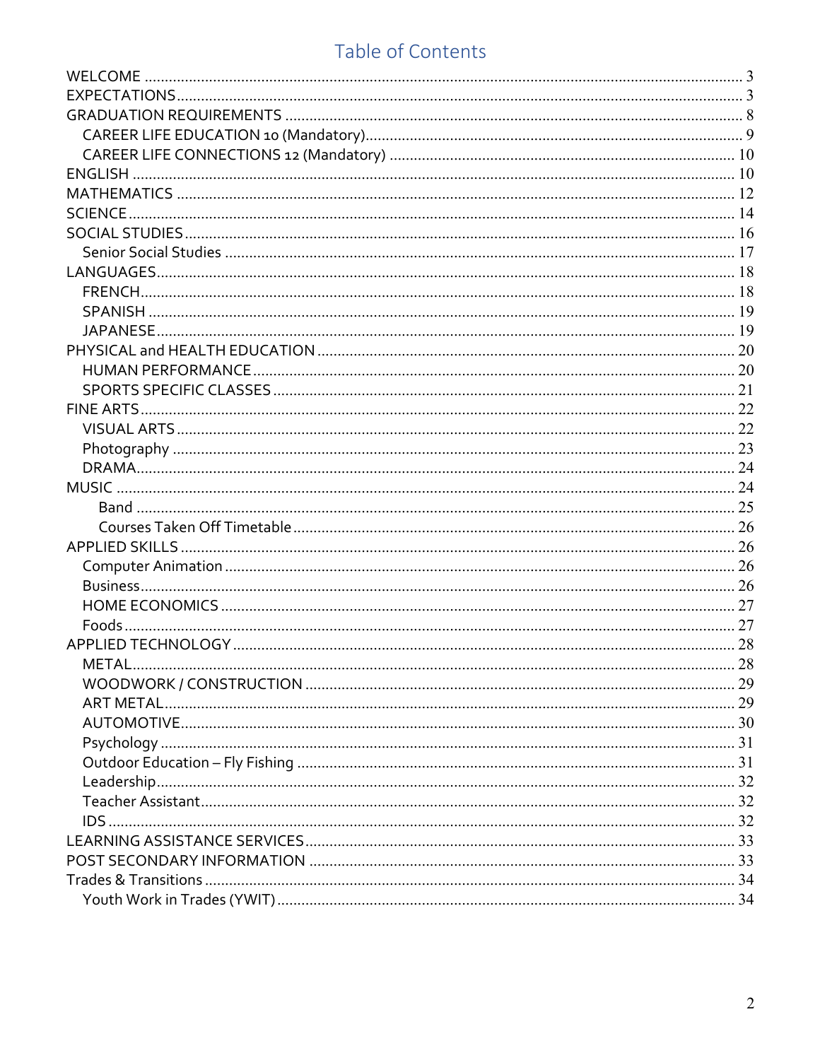# Table of Contents

- WELCOME .......... 3
- EXPECTATIONS .......... 3
- GRADUATION REQUIREMENTS .......... 8
  - CAREER LIFE EDUCATION 10 (Mandatory) .......... 9
  - CAREER LIFE CONNECTIONS 12 (Mandatory) .......... 10
- ENGLISH .......... 10
- MATHEMATICS .......... 12
- SCIENCE .......... 14
- SOCIAL STUDIES .......... 16
  - Senior Social Studies .......... 17
- LANGUAGES .......... 18
  - FRENCH .......... 18
  - SPANISH .......... 19
  - JAPANESE .......... 19
- PHYSICAL and HEALTH EDUCATION .......... 20
  - HUMAN PERFORMANCE .......... 20
  - SPORTS SPECIFIC CLASSES .......... 21
- FINE ARTS .......... 22
  - VISUAL ARTS .......... 22
  - Photography .......... 23
  - DRAMA .......... 24
- MUSIC .......... 24
    - Band .......... 25
    - Courses Taken Off Timetable .......... 26
- APPLIED SKILLS .......... 26
  - Computer Animation .......... 26
  - Business .......... 26
  - HOME ECONOMICS .......... 27
  - Foods .......... 27
- APPLIED TECHNOLOGY .......... 28
  - METAL .......... 28
  - WOODWORK / CONSTRUCTION .......... 29
  - ART METAL .......... 29
  - AUTOMOTIVE .......... 30
  - Psychology .......... 31
  - Outdoor Education – Fly Fishing .......... 31
  - Leadership .......... 32
  - Teacher Assistant .......... 32
  - IDS .......... 32
- LEARNING ASSISTANCE SERVICES .......... 33
- POST SECONDARY INFORMATION .......... 33
- Trades & Transitions .......... 34
  - Youth Work in Trades (YWIT) .......... 34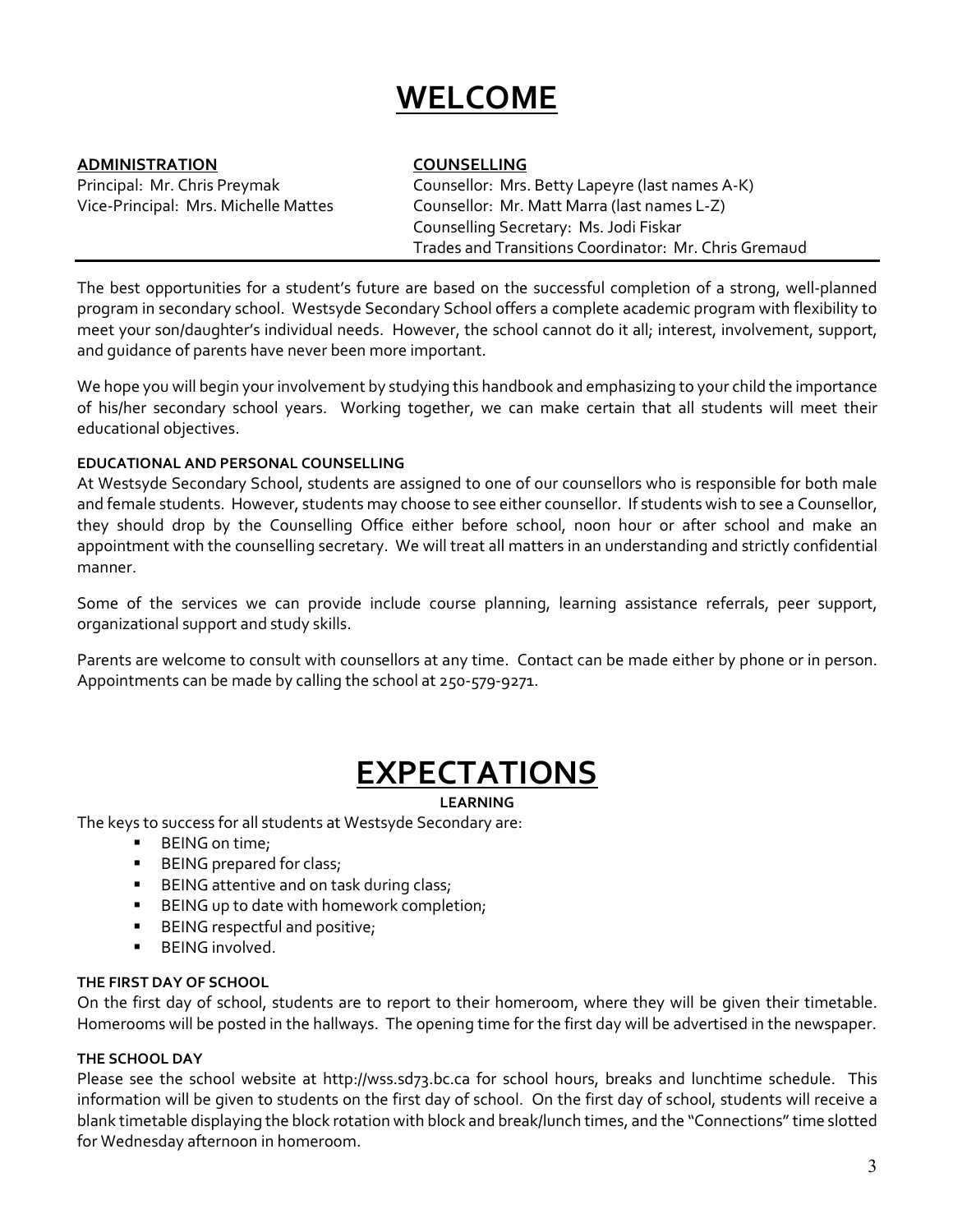# WELCOME

**ADMINISTRATION**

Principal: Mr. Chris Preymak
Vice-Principal: Mrs. Michelle Mattes

**COUNSELLING**

Counsellor: Mrs. Betty Lapeyre (last names A-K)
Counsellor: Mr. Matt Marra (last names L-Z)
Counselling Secretary: Ms. Jodi Fiskar
Trades and Transitions Coordinator: Mr. Chris Gremaud

---

The best opportunities for a student's future are based on the successful completion of a strong, well-planned program in secondary school. Westsyde Secondary School offers a complete academic program with flexibility to meet your son/daughter's individual needs. However, the school cannot do it all; interest, involvement, support, and guidance of parents have never been more important.

We hope you will begin your involvement by studying this handbook and emphasizing to your child the importance of his/her secondary school years. Working together, we can make certain that all students will meet their educational objectives.

#### EDUCATIONAL AND PERSONAL COUNSELLING

At Westsyde Secondary School, students are assigned to one of our counsellors who is responsible for both male and female students. However, students may choose to see either counsellor. If students wish to see a Counsellor, they should drop by the Counselling Office either before school, noon hour or after school and make an appointment with the counselling secretary. We will treat all matters in an understanding and strictly confidential manner.

Some of the services we can provide include course planning, learning assistance referrals, peer support, organizational support and study skills.

Parents are welcome to consult with counsellors at any time. Contact can be made either by phone or in person. Appointments can be made by calling the school at 250-579-9271.

# EXPECTATIONS

#### LEARNING

The keys to success for all students at Westsyde Secondary are:

- BEING on time;
- BEING prepared for class;
- BEING attentive and on task during class;
- BEING up to date with homework completion;
- BEING respectful and positive;
- BEING involved.

#### THE FIRST DAY OF SCHOOL

On the first day of school, students are to report to their homeroom, where they will be given their timetable. Homerooms will be posted in the hallways. The opening time for the first day will be advertised in the newspaper.

#### THE SCHOOL DAY

Please see the school website at http://wss.sd73.bc.ca for school hours, breaks and lunchtime schedule. This information will be given to students on the first day of school. On the first day of school, students will receive a blank timetable displaying the block rotation with block and break/lunch times, and the "Connections" time slotted for Wednesday afternoon in homeroom.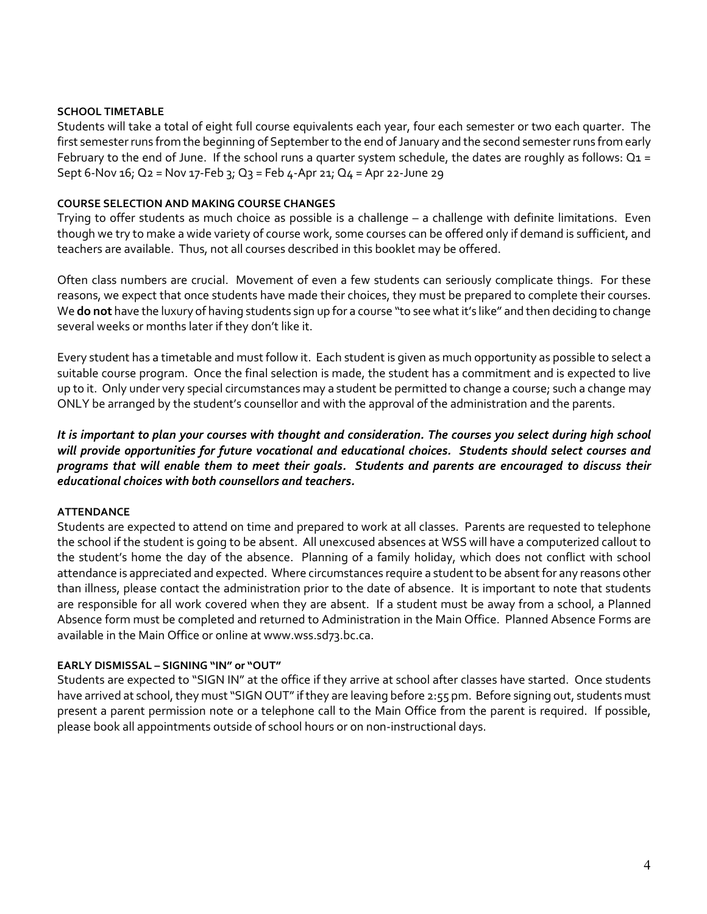## SCHOOL TIMETABLE

Students will take a total of eight full course equivalents each year, four each semester or two each quarter. The first semester runs from the beginning of September to the end of January and the second semester runs from early February to the end of June. If the school runs a quarter system schedule, the dates are roughly as follows: Q1 = Sept 6-Nov 16; Q2 = Nov 17-Feb 3; Q3 = Feb 4-Apr 21; Q4 = Apr 22-June 29

## COURSE SELECTION AND MAKING COURSE CHANGES

Trying to offer students as much choice as possible is a challenge – a challenge with definite limitations. Even though we try to make a wide variety of course work, some courses can be offered only if demand is sufficient, and teachers are available. Thus, not all courses described in this booklet may be offered.

Often class numbers are crucial. Movement of even a few students can seriously complicate things. For these reasons, we expect that once students have made their choices, they must be prepared to complete their courses. We **do not** have the luxury of having students sign up for a course "to see what it's like" and then deciding to change several weeks or months later if they don't like it.

Every student has a timetable and must follow it. Each student is given as much opportunity as possible to select a suitable course program. Once the final selection is made, the student has a commitment and is expected to live up to it. Only under very special circumstances may a student be permitted to change a course; such a change may ONLY be arranged by the student's counsellor and with the approval of the administration and the parents.

***It is important to plan your courses with thought and consideration. The courses you select during high school will provide opportunities for future vocational and educational choices. Students should select courses and programs that will enable them to meet their goals. Students and parents are encouraged to discuss their educational choices with both counsellors and teachers.***

## ATTENDANCE

Students are expected to attend on time and prepared to work at all classes. Parents are requested to telephone the school if the student is going to be absent. All unexcused absences at WSS will have a computerized callout to the student's home the day of the absence. Planning of a family holiday, which does not conflict with school attendance is appreciated and expected. Where circumstances require a student to be absent for any reasons other than illness, please contact the administration prior to the date of absence. It is important to note that students are responsible for all work covered when they are absent. If a student must be away from a school, a Planned Absence form must be completed and returned to Administration in the Main Office. Planned Absence Forms are available in the Main Office or online at www.wss.sd73.bc.ca.

## EARLY DISMISSAL – SIGNING "IN" or "OUT"

Students are expected to "SIGN IN" at the office if they arrive at school after classes have started. Once students have arrived at school, they must "SIGN OUT" if they are leaving before 2:55 pm. Before signing out, students must present a parent permission note or a telephone call to the Main Office from the parent is required. If possible, please book all appointments outside of school hours or on non-instructional days.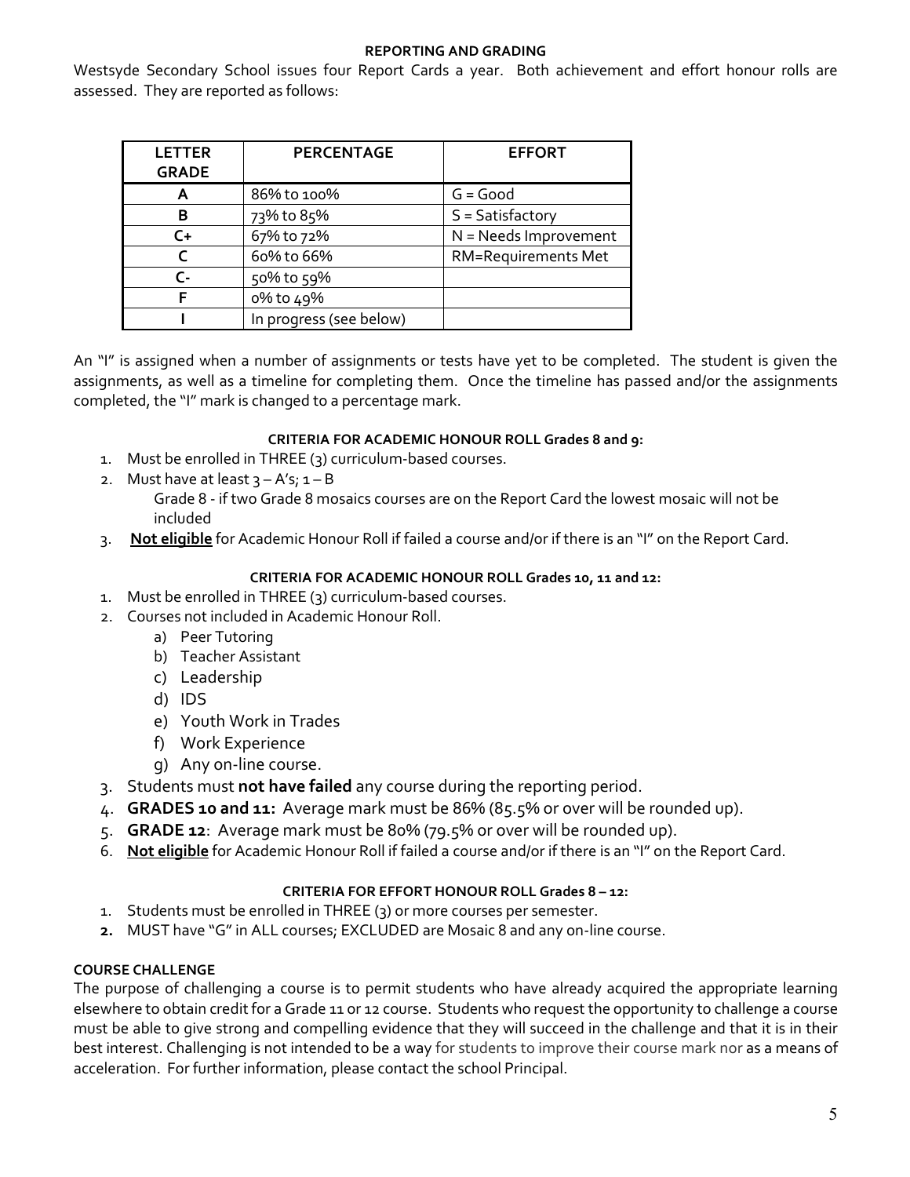## REPORTING AND GRADING

Westsyde Secondary School issues four Report Cards a year. Both achievement and effort honour rolls are assessed. They are reported as follows:

| LETTER GRADE | PERCENTAGE | EFFORT |
|---|---|---|
| A | 86% to 100% | G = Good |
| B | 73% to 85% | S = Satisfactory |
| C+ | 67% to 72% | N = Needs Improvement |
| C | 60% to 66% | RM=Requirements Met |
| C- | 50% to 59% | |
| F | 0% to 49% | |
| I | In progress (see below) | |

An "I" is assigned when a number of assignments or tests have yet to be completed. The student is given the assignments, as well as a timeline for completing them. Once the timeline has passed and/or the assignments completed, the "I" mark is changed to a percentage mark.

### CRITERIA FOR ACADEMIC HONOUR ROLL Grades 8 and 9:

1. Must be enrolled in THREE (3) curriculum-based courses.
2. Must have at least 3 – A's; 1 – B
   Grade 8 - if two Grade 8 mosaics courses are on the Report Card the lowest mosaic will not be included
3. **Not eligible** for Academic Honour Roll if failed a course and/or if there is an "I" on the Report Card.

### CRITERIA FOR ACADEMIC HONOUR ROLL Grades 10, 11 and 12:

1. Must be enrolled in THREE (3) curriculum-based courses.
2. Courses not included in Academic Honour Roll.
   a) Peer Tutoring
   b) Teacher Assistant
   c) Leadership
   d) IDS
   e) Youth Work in Trades
   f) Work Experience
   g) Any on-line course.
3. Students must **not have failed** any course during the reporting period.
4. **GRADES 10 and 11:** Average mark must be 86% (85.5% or over will be rounded up).
5. **GRADE 12**: Average mark must be 80% (79.5% or over will be rounded up).
6. **Not eligible** for Academic Honour Roll if failed a course and/or if there is an "I" on the Report Card.

### CRITERIA FOR EFFORT HONOUR ROLL Grades 8 – 12:

1. Students must be enrolled in THREE (3) or more courses per semester.
2. MUST have "G" in ALL courses; EXCLUDED are Mosaic 8 and any on-line course.

**COURSE CHALLENGE**

The purpose of challenging a course is to permit students who have already acquired the appropriate learning elsewhere to obtain credit for a Grade 11 or 12 course. Students who request the opportunity to challenge a course must be able to give strong and compelling evidence that they will succeed in the challenge and that it is in their best interest. Challenging is not intended to be a way for students to improve their course mark nor as a means of acceleration. For further information, please contact the school Principal.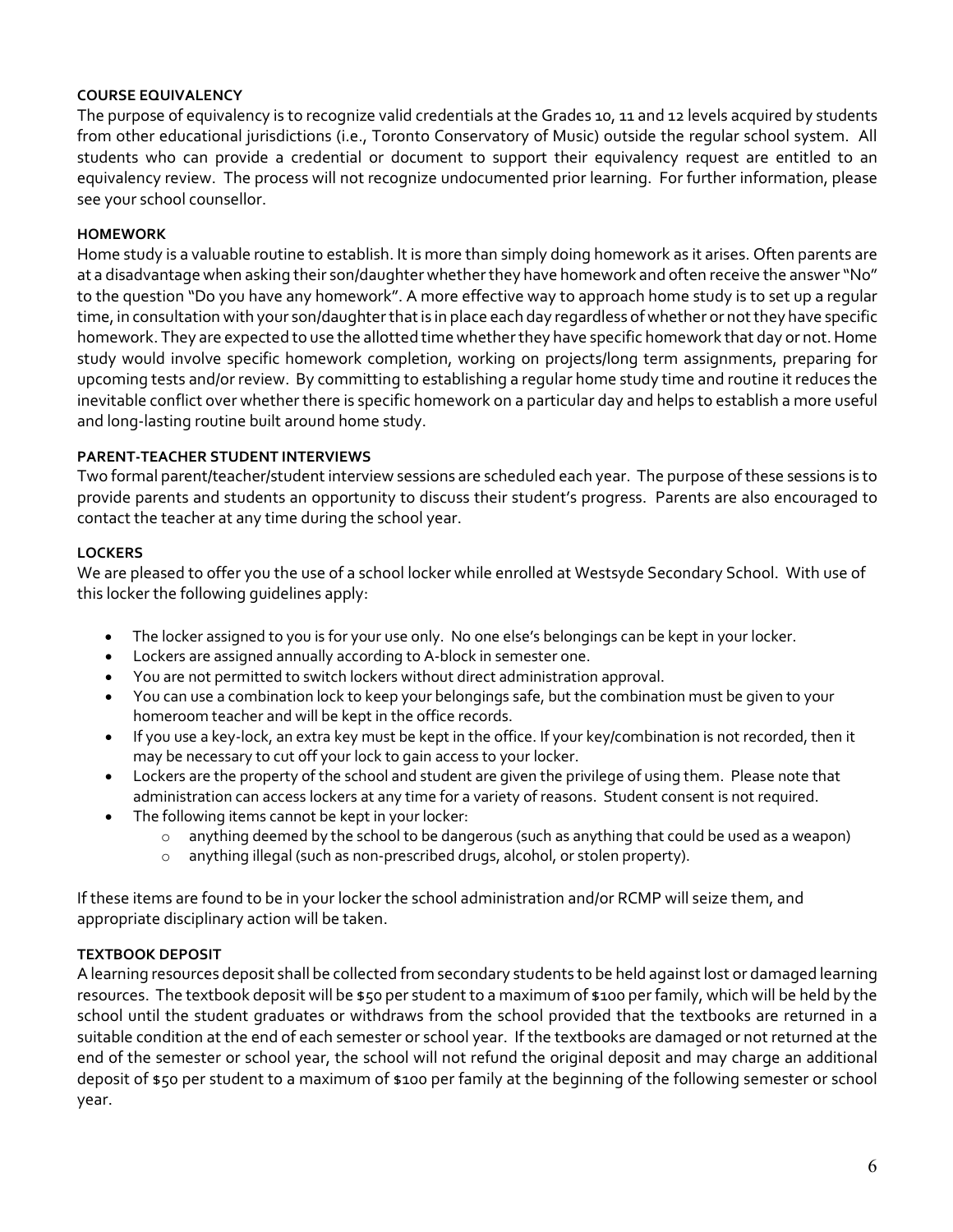#### COURSE EQUIVALENCY

The purpose of equivalency is to recognize valid credentials at the Grades 10, 11 and 12 levels acquired by students from other educational jurisdictions (i.e., Toronto Conservatory of Music) outside the regular school system. All students who can provide a credential or document to support their equivalency request are entitled to an equivalency review. The process will not recognize undocumented prior learning. For further information, please see your school counsellor.

#### HOMEWORK

Home study is a valuable routine to establish. It is more than simply doing homework as it arises. Often parents are at a disadvantage when asking their son/daughter whether they have homework and often receive the answer "No" to the question "Do you have any homework". A more effective way to approach home study is to set up a regular time, in consultation with your son/daughter that is in place each day regardless of whether or not they have specific homework. They are expected to use the allotted time whether they have specific homework that day or not. Home study would involve specific homework completion, working on projects/long term assignments, preparing for upcoming tests and/or review. By committing to establishing a regular home study time and routine it reduces the inevitable conflict over whether there is specific homework on a particular day and helps to establish a more useful and long-lasting routine built around home study.

#### PARENT-TEACHER STUDENT INTERVIEWS

Two formal parent/teacher/student interview sessions are scheduled each year. The purpose of these sessions is to provide parents and students an opportunity to discuss their student's progress. Parents are also encouraged to contact the teacher at any time during the school year.

#### LOCKERS

We are pleased to offer you the use of a school locker while enrolled at Westsyde Secondary School. With use of this locker the following guidelines apply:

- The locker assigned to you is for your use only. No one else's belongings can be kept in your locker.
- Lockers are assigned annually according to A-block in semester one.
- You are not permitted to switch lockers without direct administration approval.
- You can use a combination lock to keep your belongings safe, but the combination must be given to your homeroom teacher and will be kept in the office records.
- If you use a key-lock, an extra key must be kept in the office. If your key/combination is not recorded, then it may be necessary to cut off your lock to gain access to your locker.
- Lockers are the property of the school and student are given the privilege of using them. Please note that administration can access lockers at any time for a variety of reasons. Student consent is not required.
- The following items cannot be kept in your locker:
  - anything deemed by the school to be dangerous (such as anything that could be used as a weapon)
  - anything illegal (such as non-prescribed drugs, alcohol, or stolen property).

If these items are found to be in your locker the school administration and/or RCMP will seize them, and appropriate disciplinary action will be taken.

#### TEXTBOOK DEPOSIT

A learning resources deposit shall be collected from secondary students to be held against lost or damaged learning resources. The textbook deposit will be $50 per student to a maximum of $100 per family, which will be held by the school until the student graduates or withdraws from the school provided that the textbooks are returned in a suitable condition at the end of each semester or school year. If the textbooks are damaged or not returned at the end of the semester or school year, the school will not refund the original deposit and may charge an additional deposit of $50 per student to a maximum of $100 per family at the beginning of the following semester or school year.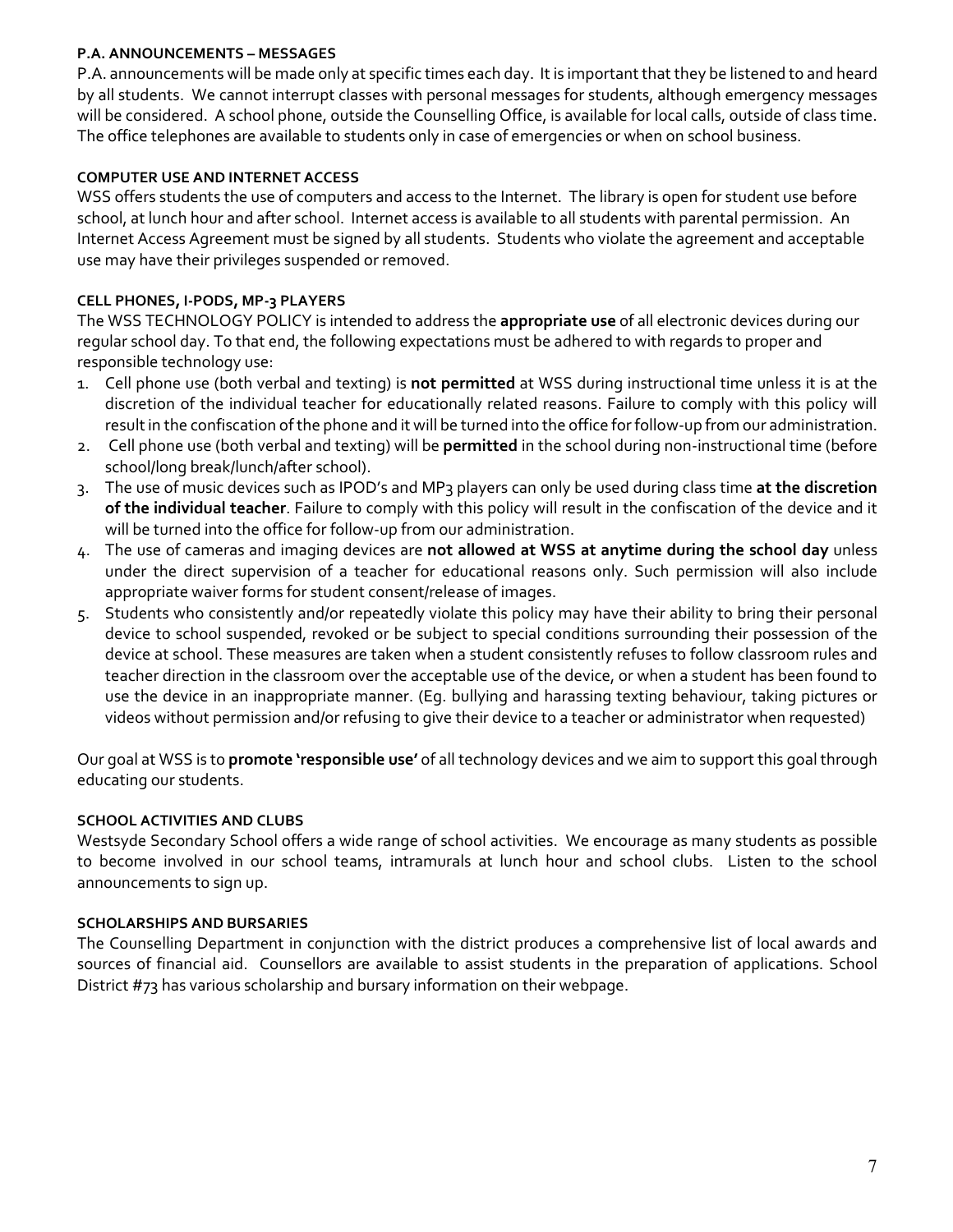**P.A. ANNOUNCEMENTS – MESSAGES**

P.A. announcements will be made only at specific times each day. It is important that they be listened to and heard by all students. We cannot interrupt classes with personal messages for students, although emergency messages will be considered. A school phone, outside the Counselling Office, is available for local calls, outside of class time. The office telephones are available to students only in case of emergencies or when on school business.

**COMPUTER USE AND INTERNET ACCESS**

WSS offers students the use of computers and access to the Internet. The library is open for student use before school, at lunch hour and after school. Internet access is available to all students with parental permission. An Internet Access Agreement must be signed by all students. Students who violate the agreement and acceptable use may have their privileges suspended or removed.

**CELL PHONES, I-PODS, MP-3 PLAYERS**

The WSS TECHNOLOGY POLICY is intended to address the **appropriate use** of all electronic devices during our regular school day. To that end, the following expectations must be adhered to with regards to proper and responsible technology use:

1. Cell phone use (both verbal and texting) is **not permitted** at WSS during instructional time unless it is at the discretion of the individual teacher for educationally related reasons. Failure to comply with this policy will result in the confiscation of the phone and it will be turned into the office for follow-up from our administration.
2. Cell phone use (both verbal and texting) will be **permitted** in the school during non-instructional time (before school/long break/lunch/after school).
3. The use of music devices such as IPOD's and MP3 players can only be used during class time **at the discretion of the individual teacher**. Failure to comply with this policy will result in the confiscation of the device and it will be turned into the office for follow-up from our administration.
4. The use of cameras and imaging devices are **not allowed at WSS at anytime during the school day** unless under the direct supervision of a teacher for educational reasons only. Such permission will also include appropriate waiver forms for student consent/release of images.
5. Students who consistently and/or repeatedly violate this policy may have their ability to bring their personal device to school suspended, revoked or be subject to special conditions surrounding their possession of the device at school. These measures are taken when a student consistently refuses to follow classroom rules and teacher direction in the classroom over the acceptable use of the device, or when a student has been found to use the device in an inappropriate manner. (Eg. bullying and harassing texting behaviour, taking pictures or videos without permission and/or refusing to give their device to a teacher or administrator when requested)

Our goal at WSS is to **promote 'responsible use'** of all technology devices and we aim to support this goal through educating our students.

**SCHOOL ACTIVITIES AND CLUBS**

Westsyde Secondary School offers a wide range of school activities. We encourage as many students as possible to become involved in our school teams, intramurals at lunch hour and school clubs. Listen to the school announcements to sign up.

**SCHOLARSHIPS AND BURSARIES**

The Counselling Department in conjunction with the district produces a comprehensive list of local awards and sources of financial aid. Counsellors are available to assist students in the preparation of applications. School District #73 has various scholarship and bursary information on their webpage.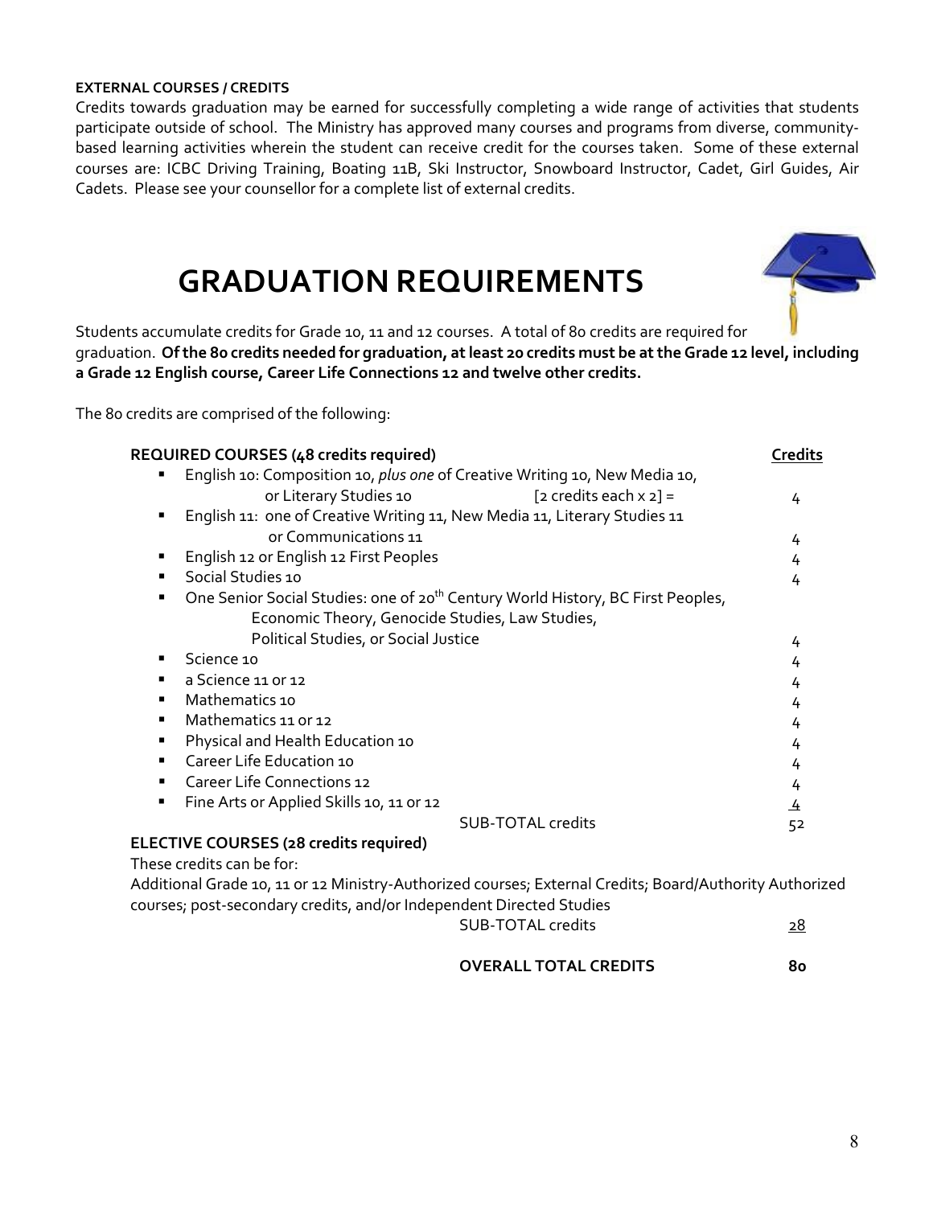**EXTERNAL COURSES / CREDITS**

Credits towards graduation may be earned for successfully completing a wide range of activities that students participate outside of school. The Ministry has approved many courses and programs from diverse, community-based learning activities wherein the student can receive credit for the courses taken. Some of these external courses are: ICBC Driving Training, Boating 11B, Ski Instructor, Snowboard Instructor, Cadet, Girl Guides, Air Cadets. Please see your counsellor for a complete list of external credits.

# GRADUATION REQUIREMENTS

Students accumulate credits for Grade 10, 11 and 12 courses. A total of 80 credits are required for graduation. **Of the 80 credits needed for graduation, at least 20 credits must be at the Grade 12 level, including a Grade 12 English course, Career Life Connections 12 and twelve other credits.**

The 80 credits are comprised of the following:

| **REQUIRED COURSES (48 credits required)** | **Credits** |
|---|---|
| ▪ English 10: Composition 10, *plus one* of Creative Writing 10, New Media 10, or Literary Studies 10 [2 credits each x 2] = | 4 |
| ▪ English 11: one of Creative Writing 11, New Media 11, Literary Studies 11 or Communications 11 | 4 |
| ▪ English 12 or English 12 First Peoples | 4 |
| ▪ Social Studies 10 | 4 |
| ▪ One Senior Social Studies: one of 20th Century World History, BC First Peoples, Economic Theory, Genocide Studies, Law Studies, Political Studies, or Social Justice | 4 |
| ▪ Science 10 | 4 |
| ▪ a Science 11 or 12 | 4 |
| ▪ Mathematics 10 | 4 |
| ▪ Mathematics 11 or 12 | 4 |
| ▪ Physical and Health Education 10 | 4 |
| ▪ Career Life Education 10 | 4 |
| ▪ Career Life Connections 12 | 4 |
| ▪ Fine Arts or Applied Skills 10, 11 or 12 | 4 |
| SUB-TOTAL credits | 52 |
| **ELECTIVE COURSES (28 credits required)** | |
| These credits can be for: Additional Grade 10, 11 or 12 Ministry-Authorized courses; External Credits; Board/Authority Authorized courses; post-secondary credits, and/or Independent Directed Studies | |
| SUB-TOTAL credits | 28 |
| **OVERALL TOTAL CREDITS** | **80** |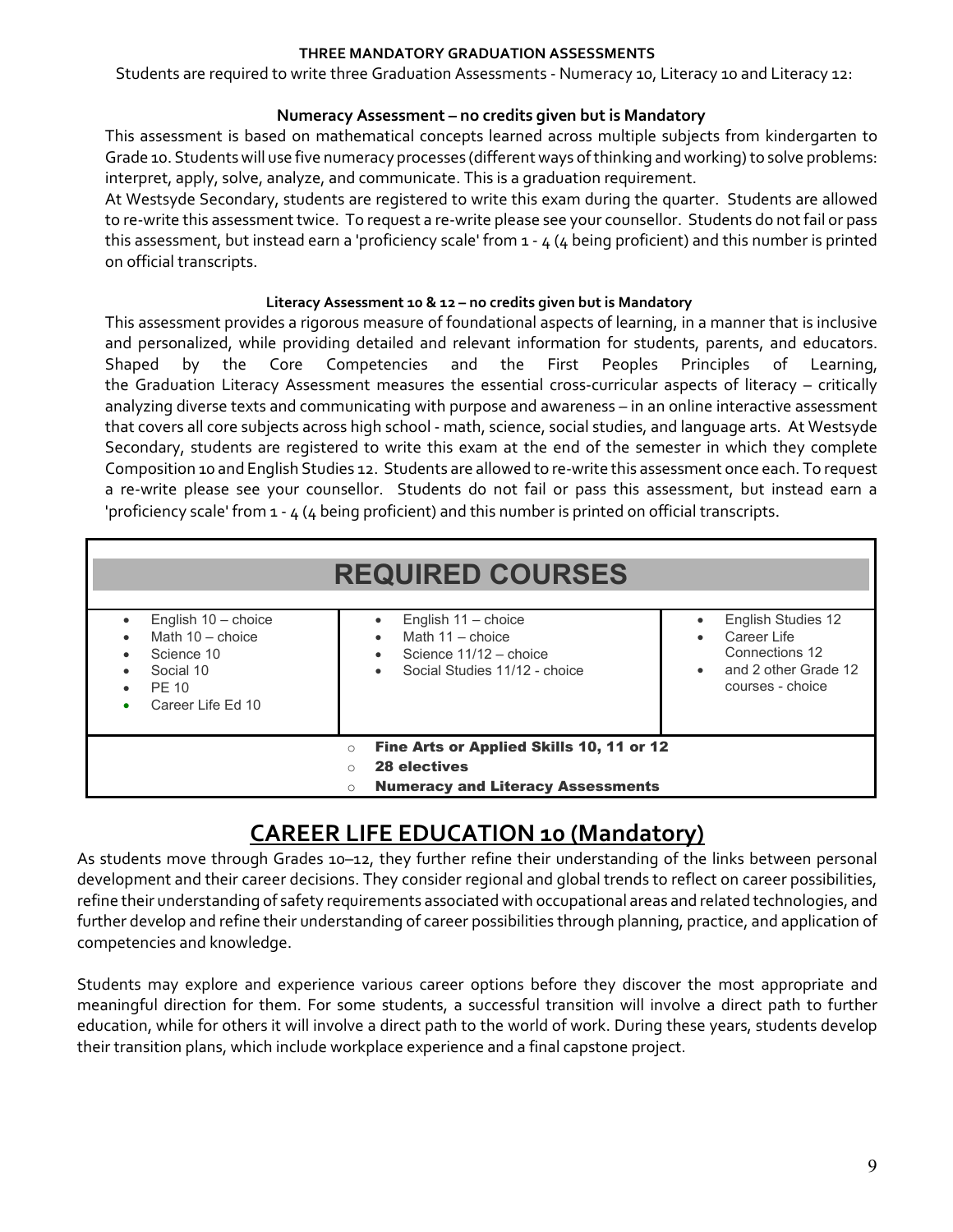## THREE MANDATORY GRADUATION ASSESSMENTS

Students are required to write three Graduation Assessments - Numeracy 10, Literacy 10 and Literacy 12:

### Numeracy Assessment – no credits given but is Mandatory

This assessment is based on mathematical concepts learned across multiple subjects from kindergarten to Grade 10. Students will use five numeracy processes (different ways of thinking and working) to solve problems: interpret, apply, solve, analyze, and communicate. This is a graduation requirement.

At Westsyde Secondary, students are registered to write this exam during the quarter. Students are allowed to re-write this assessment twice. To request a re-write please see your counsellor. Students do not fail or pass this assessment, but instead earn a 'proficiency scale' from 1 - 4 (4 being proficient) and this number is printed on official transcripts.

### Literacy Assessment 10 & 12 – no credits given but is Mandatory

This assessment provides a rigorous measure of foundational aspects of learning, in a manner that is inclusive and personalized, while providing detailed and relevant information for students, parents, and educators. Shaped by the Core Competencies and the First Peoples Principles of Learning, the Graduation Literacy Assessment measures the essential cross-curricular aspects of literacy – critically analyzing diverse texts and communicating with purpose and awareness – in an online interactive assessment that covers all core subjects across high school - math, science, social studies, and language arts. At Westsyde Secondary, students are registered to write this exam at the end of the semester in which they complete Composition 10 and English Studies 12. Students are allowed to re-write this assessment once each. To request a re-write please see your counsellor. Students do not fail or pass this assessment, but instead earn a 'proficiency scale' from 1 - 4 (4 being proficient) and this number is printed on official transcripts.

## REQUIRED COURSES

| Grade 10 | Grade 11 | Grade 12 |
|---|---|---|
| • English 10 – choice<br>• Math 10 – choice<br>• Science 10<br>• Social 10<br>• PE 10<br>• Career Life Ed 10 | • English 11 – choice<br>• Math 11 – choice<br>• Science 11/12 – choice<br>• Social Studies 11/12 - choice | • English Studies 12<br>• Career Life Connections 12<br>• and 2 other Grade 12 courses - choice |

- **Fine Arts or Applied Skills 10, 11 or 12**
- **28 electives**
- **Numeracy and Literacy Assessments**

## CAREER LIFE EDUCATION 10 (Mandatory)

As students move through Grades 10–12, they further refine their understanding of the links between personal development and their career decisions. They consider regional and global trends to reflect on career possibilities, refine their understanding of safety requirements associated with occupational areas and related technologies, and further develop and refine their understanding of career possibilities through planning, practice, and application of competencies and knowledge.

Students may explore and experience various career options before they discover the most appropriate and meaningful direction for them. For some students, a successful transition will involve a direct path to further education, while for others it will involve a direct path to the world of work. During these years, students develop their transition plans, which include workplace experience and a final capstone project.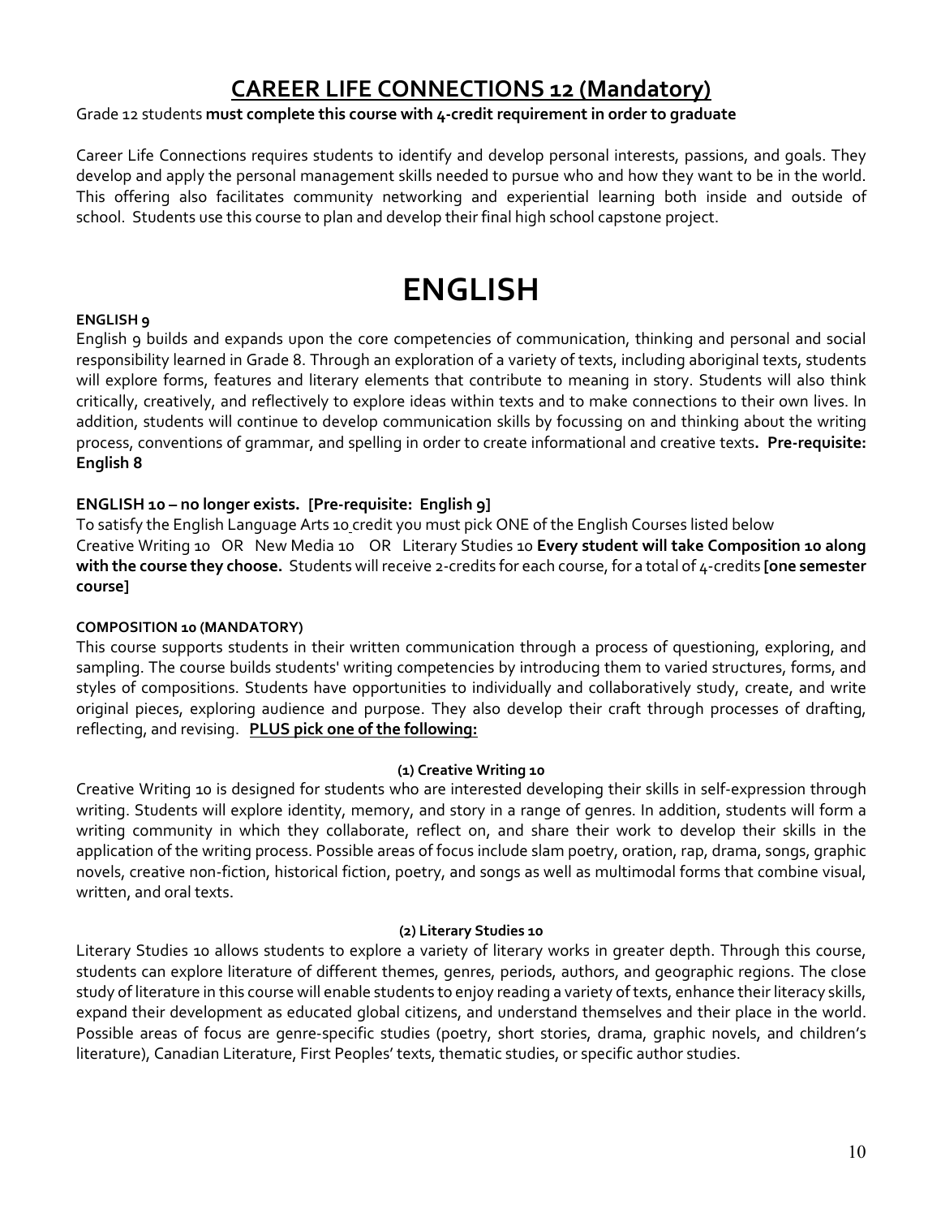## CAREER LIFE CONNECTIONS 12 (Mandatory)

Grade 12 students **must complete this course with 4-credit requirement in order to graduate**

Career Life Connections requires students to identify and develop personal interests, passions, and goals. They develop and apply the personal management skills needed to pursue who and how they want to be in the world. This offering also facilitates community networking and experiential learning both inside and outside of school. Students use this course to plan and develop their final high school capstone project.

# ENGLISH

**ENGLISH 9**

English 9 builds and expands upon the core competencies of communication, thinking and personal and social responsibility learned in Grade 8. Through an exploration of a variety of texts, including aboriginal texts, students will explore forms, features and literary elements that contribute to meaning in story. Students will also think critically, creatively, and reflectively to explore ideas within texts and to make connections to their own lives. In addition, students will continue to develop communication skills by focussing on and thinking about the writing process, conventions of grammar, and spelling in order to create informational and creative texts**. Pre-requisite: English 8**

**ENGLISH 10 – no longer exists. [Pre-requisite: English 9]**

To satisfy the English Language Arts 10 credit you must pick ONE of the English Courses listed below
Creative Writing 10 OR New Media 10 OR Literary Studies 10 **Every student will take Composition 10 along with the course they choose.** Students will receive 2-credits for each course, for a total of 4-credits **[one semester course]**

**COMPOSITION 10 (MANDATORY)**

This course supports students in their written communication through a process of questioning, exploring, and sampling. The course builds students' writing competencies by introducing them to varied structures, forms, and styles of compositions. Students have opportunities to individually and collaboratively study, create, and write original pieces, exploring audience and purpose. They also develop their craft through processes of drafting, reflecting, and revising. **PLUS pick one of the following:**

**(1) Creative Writing 10**

Creative Writing 10 is designed for students who are interested developing their skills in self-expression through writing. Students will explore identity, memory, and story in a range of genres. In addition, students will form a writing community in which they collaborate, reflect on, and share their work to develop their skills in the application of the writing process. Possible areas of focus include slam poetry, oration, rap, drama, songs, graphic novels, creative non-fiction, historical fiction, poetry, and songs as well as multimodal forms that combine visual, written, and oral texts.

**(2) Literary Studies 10**

Literary Studies 10 allows students to explore a variety of literary works in greater depth. Through this course, students can explore literature of different themes, genres, periods, authors, and geographic regions. The close study of literature in this course will enable students to enjoy reading a variety of texts, enhance their literacy skills, expand their development as educated global citizens, and understand themselves and their place in the world. Possible areas of focus are genre-specific studies (poetry, short stories, drama, graphic novels, and children's literature), Canadian Literature, First Peoples' texts, thematic studies, or specific author studies.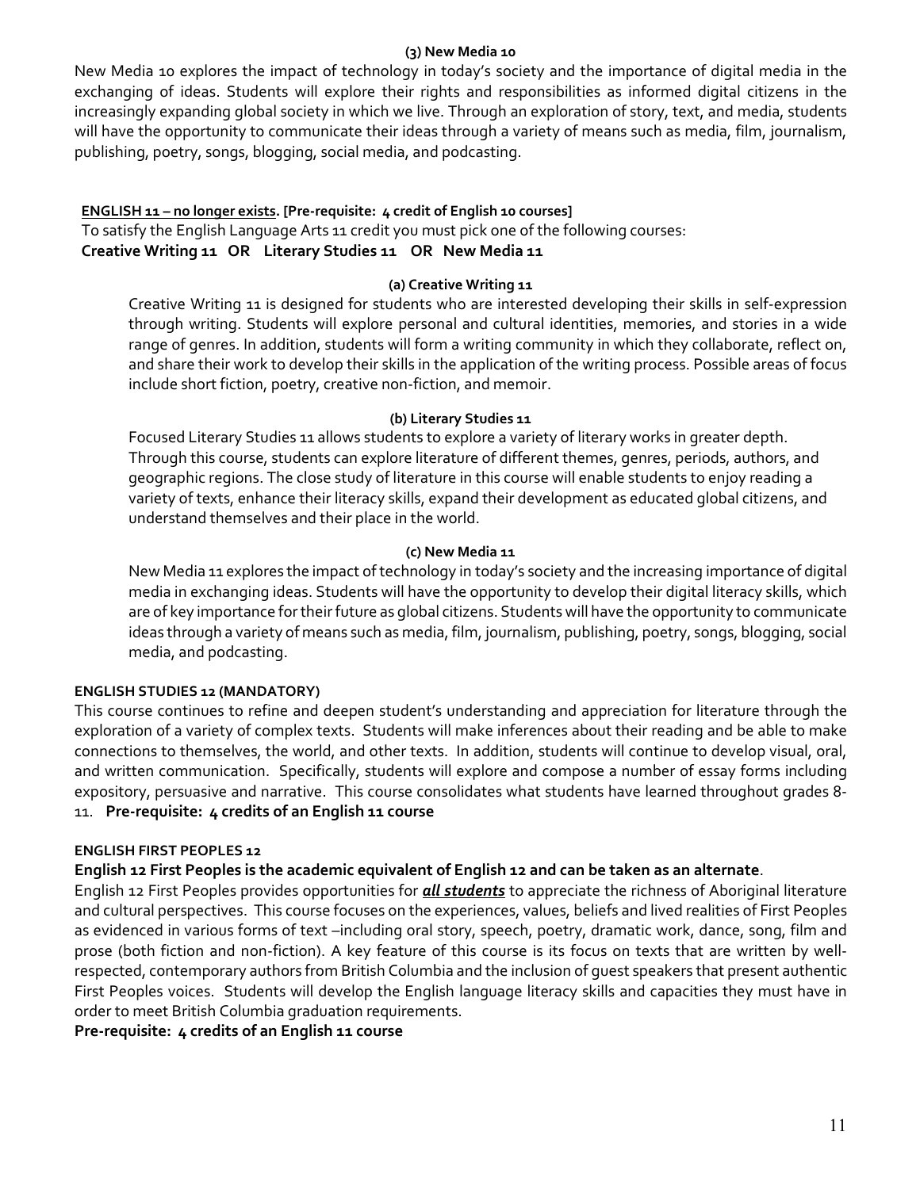#### (3) New Media 10

New Media 10 explores the impact of technology in today's society and the importance of digital media in the exchanging of ideas. Students will explore their rights and responsibilities as informed digital citizens in the increasingly expanding global society in which we live. Through an exploration of story, text, and media, students will have the opportunity to communicate their ideas through a variety of means such as media, film, journalism, publishing, poetry, songs, blogging, social media, and podcasting.

### <u>ENGLISH 11 – no longer exists</u>. [Pre-requisite: 4 credit of English 10 courses]

To satisfy the English Language Arts 11 credit you must pick one of the following courses:
**Creative Writing 11 OR Literary Studies 11 OR New Media 11**

#### (a) Creative Writing 11

Creative Writing 11 is designed for students who are interested developing their skills in self-expression through writing. Students will explore personal and cultural identities, memories, and stories in a wide range of genres. In addition, students will form a writing community in which they collaborate, reflect on, and share their work to develop their skills in the application of the writing process. Possible areas of focus include short fiction, poetry, creative non-fiction, and memoir.

#### (b) Literary Studies 11

Focused Literary Studies 11 allows students to explore a variety of literary works in greater depth. Through this course, students can explore literature of different themes, genres, periods, authors, and geographic regions. The close study of literature in this course will enable students to enjoy reading a variety of texts, enhance their literacy skills, expand their development as educated global citizens, and understand themselves and their place in the world.

#### (c) New Media 11

New Media 11 explores the impact of technology in today's society and the increasing importance of digital media in exchanging ideas. Students will have the opportunity to develop their digital literacy skills, which are of key importance for their future as global citizens. Students will have the opportunity to communicate ideas through a variety of means such as media, film, journalism, publishing, poetry, songs, blogging, social media, and podcasting.

### ENGLISH STUDIES 12 (MANDATORY)

This course continues to refine and deepen student's understanding and appreciation for literature through the exploration of a variety of complex texts. Students will make inferences about their reading and be able to make connections to themselves, the world, and other texts. In addition, students will continue to develop visual, oral, and written communication. Specifically, students will explore and compose a number of essay forms including expository, persuasive and narrative. This course consolidates what students have learned throughout grades 8-11. **Pre-requisite: 4 credits of an English 11 course**

### ENGLISH FIRST PEOPLES 12

**English 12 First Peoples is the academic equivalent of English 12 and can be taken as an alternate**.

English 12 First Peoples provides opportunities for ***<u>all students</u>*** to appreciate the richness of Aboriginal literature and cultural perspectives. This course focuses on the experiences, values, beliefs and lived realities of First Peoples as evidenced in various forms of text –including oral story, speech, poetry, dramatic work, dance, song, film and prose (both fiction and non-fiction). A key feature of this course is its focus on texts that are written by well-respected, contemporary authors from British Columbia and the inclusion of guest speakers that present authentic First Peoples voices. Students will develop the English language literacy skills and capacities they must have in order to meet British Columbia graduation requirements.

**Pre-requisite: 4 credits of an English 11 course**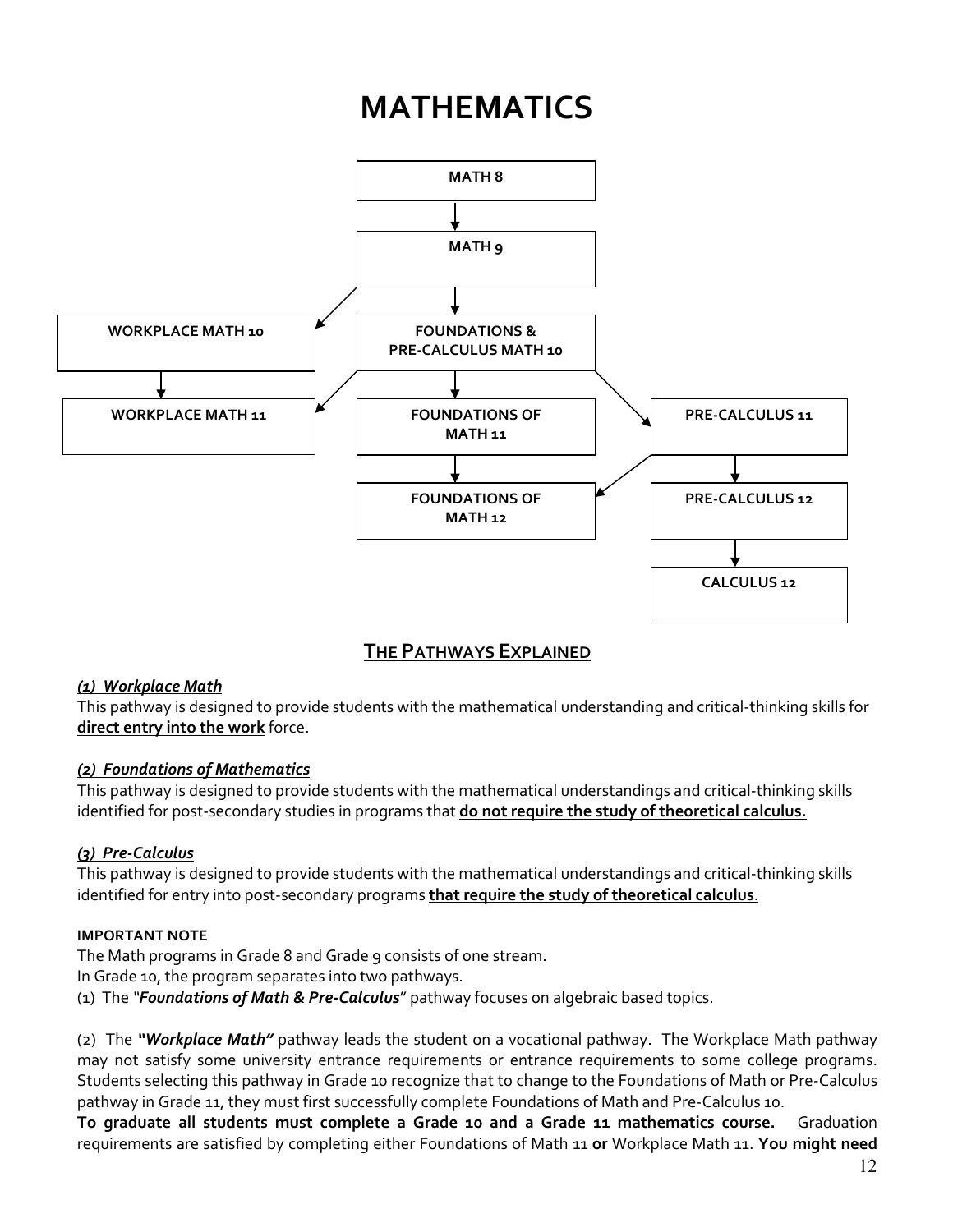# MATHEMATICS

MATH 8

MATH 9

WORKPLACE MATH 10

FOUNDATIONS & PRE-CALCULUS MATH 10

WORKPLACE MATH 11

FOUNDATIONS OF MATH 11

PRE-CALCULUS 11

FOUNDATIONS OF MATH 12

PRE-CALCULUS 12

CALCULUS 12

## THE PATHWAYS EXPLAINED

***(1) Workplace Math***

This pathway is designed to provide students with the mathematical understanding and critical-thinking skills for **direct entry into the work** force.

***(2) Foundations of Mathematics***

This pathway is designed to provide students with the mathematical understandings and critical-thinking skills identified for post-secondary studies in programs that **do not require the study of theoretical calculus.**

***(3) Pre-Calculus***

This pathway is designed to provide students with the mathematical understandings and critical-thinking skills identified for entry into post-secondary programs **that require the study of theoretical calculus**.

**IMPORTANT NOTE**

The Math programs in Grade 8 and Grade 9 consists of one stream.

In Grade 10, the program separates into two pathways.

(1) The "***Foundations of Math & Pre-Calculus***" pathway focuses on algebraic based topics.

(2) The ***"Workplace Math"*** pathway leads the student on a vocational pathway. The Workplace Math pathway may not satisfy some university entrance requirements or entrance requirements to some college programs. Students selecting this pathway in Grade 10 recognize that to change to the Foundations of Math or Pre-Calculus pathway in Grade 11, they must first successfully complete Foundations of Math and Pre-Calculus 10.

**To graduate all students must complete a Grade 10 and a Grade 11 mathematics course.** Graduation requirements are satisfied by completing either Foundations of Math 11 **or** Workplace Math 11. **You might need**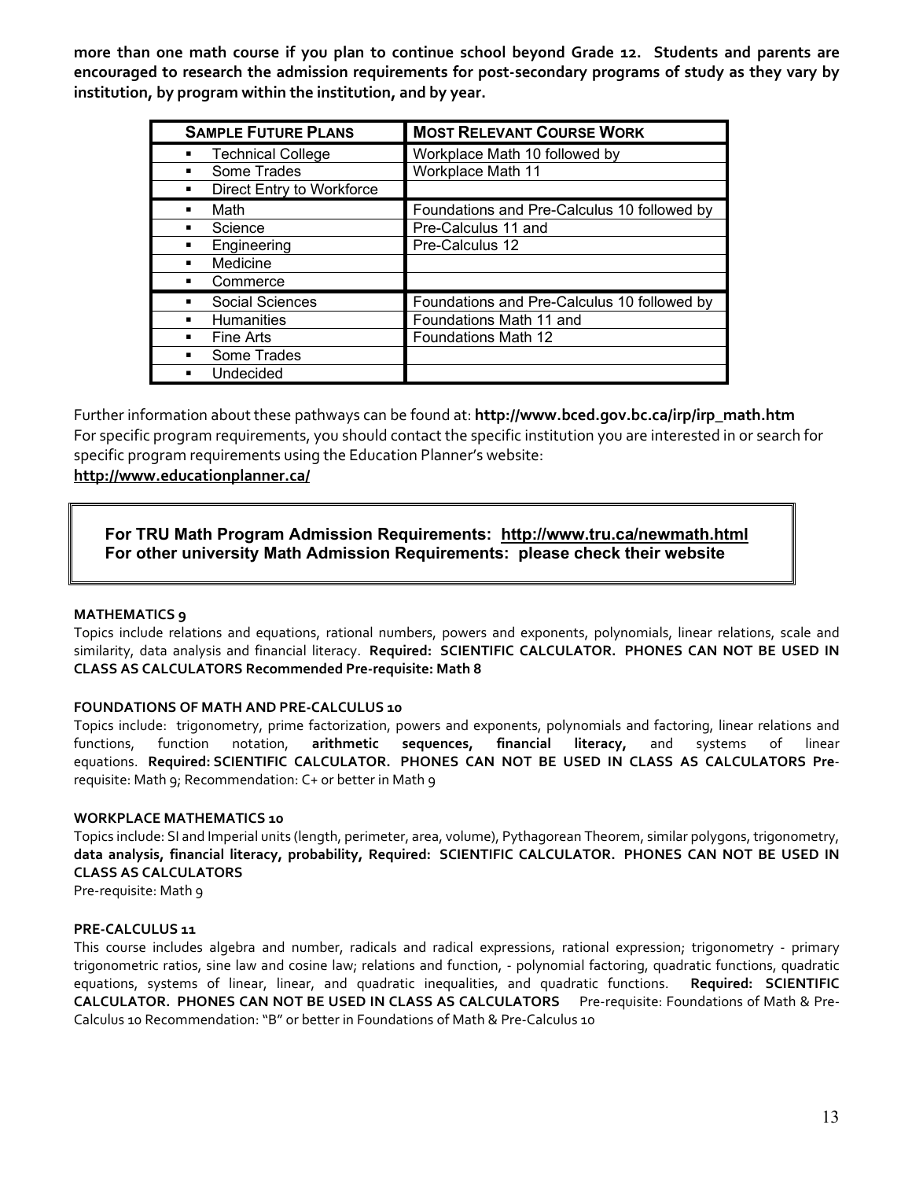**more than one math course if you plan to continue school beyond Grade 12. Students and parents are encouraged to research the admission requirements for post-secondary programs of study as they vary by institution, by program within the institution, and by year.**

| SAMPLE FUTURE PLANS | MOST RELEVANT COURSE WORK |
|---|---|
| ▪ Technical College | Workplace Math 10 followed by |
| ▪ Some Trades | Workplace Math 11 |
| ▪ Direct Entry to Workforce | |
| ▪ Math | Foundations and Pre-Calculus 10 followed by |
| ▪ Science | Pre-Calculus 11 and |
| ▪ Engineering | Pre-Calculus 12 |
| ▪ Medicine | |
| ▪ Commerce | |
| ▪ Social Sciences | Foundations and Pre-Calculus 10 followed by |
| ▪ Humanities | Foundations Math 11 and |
| ▪ Fine Arts | Foundations Math 12 |
| ▪ Some Trades | |
| ▪ Undecided | |

Further information about these pathways can be found at: **http://www.bced.gov.bc.ca/irp/irp_math.htm**
For specific program requirements, you should contact the specific institution you are interested in or search for specific program requirements using the Education Planner's website:
**http://www.educationplanner.ca/**

> **For TRU Math Program Admission Requirements: http://www.tru.ca/newmath.html**
> **For other university Math Admission Requirements: please check their website**

**MATHEMATICS 9**
Topics include relations and equations, rational numbers, powers and exponents, polynomials, linear relations, scale and similarity, data analysis and financial literacy. **Required: SCIENTIFIC CALCULATOR. PHONES CAN NOT BE USED IN CLASS AS CALCULATORS Recommended Pre-requisite: Math 8**

**FOUNDATIONS OF MATH AND PRE-CALCULUS 10**
Topics include: trigonometry, prime factorization, powers and exponents, polynomials and factoring, linear relations and functions, function notation, **arithmetic sequences, financial literacy,** and systems of linear equations. **Required: SCIENTIFIC CALCULATOR. PHONES CAN NOT BE USED IN CLASS AS CALCULATORS Pre**-requisite: Math 9; Recommendation: C+ or better in Math 9

**WORKPLACE MATHEMATICS 10**
Topics include: SI and Imperial units (length, perimeter, area, volume), Pythagorean Theorem, similar polygons, trigonometry, **data analysis, financial literacy, probability, Required: SCIENTIFIC CALCULATOR. PHONES CAN NOT BE USED IN CLASS AS CALCULATORS**
Pre-requisite: Math 9

**PRE-CALCULUS 11**
This course includes algebra and number, radicals and radical expressions, rational expression; trigonometry - primary trigonometric ratios, sine law and cosine law; relations and function, - polynomial factoring, quadratic functions, quadratic equations, systems of linear, linear, and quadratic inequalities, and quadratic functions. **Required: SCIENTIFIC CALCULATOR. PHONES CAN NOT BE USED IN CLASS AS CALCULATORS** Pre-requisite: Foundations of Math & Pre-Calculus 10 Recommendation: "B" or better in Foundations of Math & Pre-Calculus 10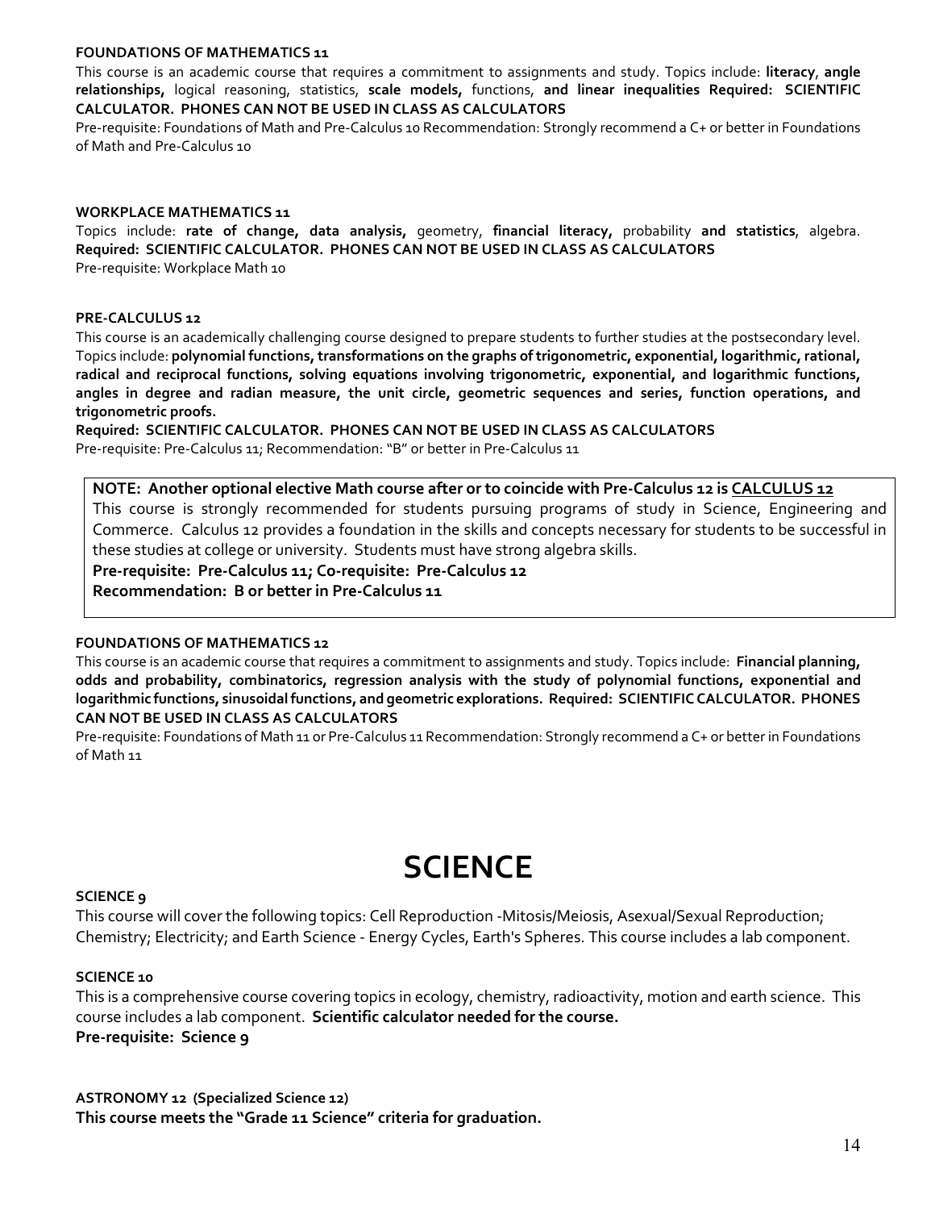#### FOUNDATIONS OF MATHEMATICS 11

This course is an academic course that requires a commitment to assignments and study. Topics include: **literacy**, **angle relationships,** logical reasoning, statistics, **scale models,** functions, **and linear inequalities Required: SCIENTIFIC CALCULATOR. PHONES CAN NOT BE USED IN CLASS AS CALCULATORS**

Pre-requisite: Foundations of Math and Pre-Calculus 10 Recommendation: Strongly recommend a C+ or better in Foundations of Math and Pre-Calculus 10

#### WORKPLACE MATHEMATICS 11

Topics include: **rate of change, data analysis,** geometry, **financial literacy,** probability **and statistics**, algebra. **Required: SCIENTIFIC CALCULATOR. PHONES CAN NOT BE USED IN CLASS AS CALCULATORS**

Pre-requisite: Workplace Math 10

#### PRE-CALCULUS 12

This course is an academically challenging course designed to prepare students to further studies at the postsecondary level. Topics include: **polynomial functions, transformations on the graphs of trigonometric, exponential, logarithmic, rational, radical and reciprocal functions, solving equations involving trigonometric, exponential, and logarithmic functions, angles in degree and radian measure, the unit circle, geometric sequences and series, function operations, and trigonometric proofs.**

**Required: SCIENTIFIC CALCULATOR. PHONES CAN NOT BE USED IN CLASS AS CALCULATORS**

Pre-requisite: Pre-Calculus 11; Recommendation: "B" or better in Pre-Calculus 11

> **NOTE: Another optional elective Math course after or to coincide with Pre-Calculus 12 is <u>CALCULUS 12</u>**
>
> This course is strongly recommended for students pursuing programs of study in Science, Engineering and Commerce. Calculus 12 provides a foundation in the skills and concepts necessary for students to be successful in these studies at college or university. Students must have strong algebra skills.
>
> **Pre-requisite: Pre-Calculus 11; Co-requisite: Pre-Calculus 12**
>
> **Recommendation: B or better in Pre-Calculus 11**

#### FOUNDATIONS OF MATHEMATICS 12

This course is an academic course that requires a commitment to assignments and study. Topics include: **Financial planning, odds and probability, combinatorics, regression analysis with the study of polynomial functions, exponential and logarithmic functions, sinusoidal functions, and geometric explorations. Required: SCIENTIFIC CALCULATOR. PHONES CAN NOT BE USED IN CLASS AS CALCULATORS**

Pre-requisite: Foundations of Math 11 or Pre-Calculus 11 Recommendation: Strongly recommend a C+ or better in Foundations of Math 11

# SCIENCE

#### SCIENCE 9

This course will cover the following topics: Cell Reproduction -Mitosis/Meiosis, Asexual/Sexual Reproduction; Chemistry; Electricity; and Earth Science - Energy Cycles, Earth's Spheres. This course includes a lab component.

#### SCIENCE 10

This is a comprehensive course covering topics in ecology, chemistry, radioactivity, motion and earth science. This course includes a lab component. **Scientific calculator needed for the course.**

**Pre-requisite: Science 9**

#### ASTRONOMY 12 (Specialized Science 12)

**This course meets the "Grade 11 Science" criteria for graduation.**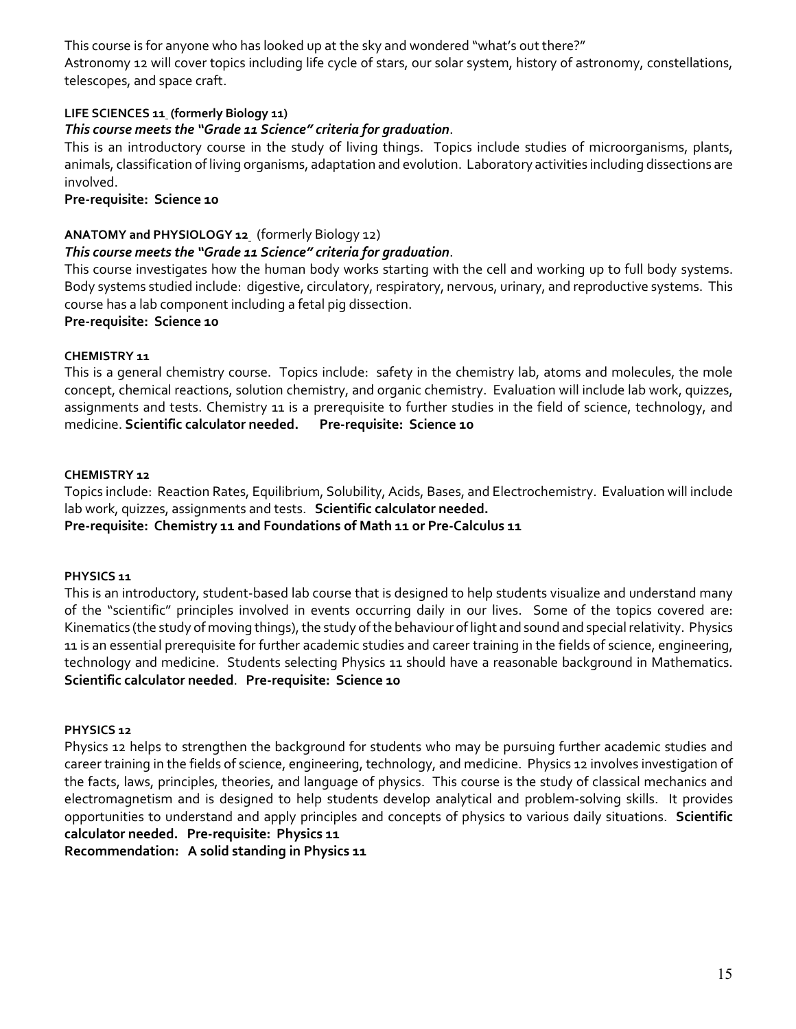This course is for anyone who has looked up at the sky and wondered "what's out there?"
Astronomy 12 will cover topics including life cycle of stars, our solar system, history of astronomy, constellations, telescopes, and space craft.

**LIFE SCIENCES 11 (formerly Biology 11)**

***This course meets the "Grade 11 Science" criteria for graduation*.**

This is an introductory course in the study of living things. Topics include studies of microorganisms, plants, animals, classification of living organisms, adaptation and evolution. Laboratory activities including dissections are involved.

**Pre-requisite: Science 10**

**ANATOMY and PHYSIOLOGY 12** (formerly Biology 12)

***This course meets the "Grade 11 Science" criteria for graduation*.**

This course investigates how the human body works starting with the cell and working up to full body systems. Body systems studied include: digestive, circulatory, respiratory, nervous, urinary, and reproductive systems. This course has a lab component including a fetal pig dissection.

**Pre-requisite: Science 10**

**CHEMISTRY 11**

This is a general chemistry course. Topics include: safety in the chemistry lab, atoms and molecules, the mole concept, chemical reactions, solution chemistry, and organic chemistry. Evaluation will include lab work, quizzes, assignments and tests. Chemistry 11 is a prerequisite to further studies in the field of science, technology, and medicine. **Scientific calculator needed. Pre-requisite: Science 10**

**CHEMISTRY 12**

Topics include: Reaction Rates, Equilibrium, Solubility, Acids, Bases, and Electrochemistry. Evaluation will include lab work, quizzes, assignments and tests. **Scientific calculator needed.**

**Pre-requisite: Chemistry 11 and Foundations of Math 11 or Pre-Calculus 11**

**PHYSICS 11**

This is an introductory, student-based lab course that is designed to help students visualize and understand many of the "scientific" principles involved in events occurring daily in our lives. Some of the topics covered are: Kinematics (the study of moving things), the study of the behaviour of light and sound and special relativity. Physics 11 is an essential prerequisite for further academic studies and career training in the fields of science, engineering, technology and medicine. Students selecting Physics 11 should have a reasonable background in Mathematics. **Scientific calculator needed**. **Pre-requisite: Science 10**

**PHYSICS 12**

Physics 12 helps to strengthen the background for students who may be pursuing further academic studies and career training in the fields of science, engineering, technology, and medicine. Physics 12 involves investigation of the facts, laws, principles, theories, and language of physics. This course is the study of classical mechanics and electromagnetism and is designed to help students develop analytical and problem-solving skills. It provides opportunities to understand and apply principles and concepts of physics to various daily situations. **Scientific calculator needed. Pre-requisite: Physics 11**

**Recommendation: A solid standing in Physics 11**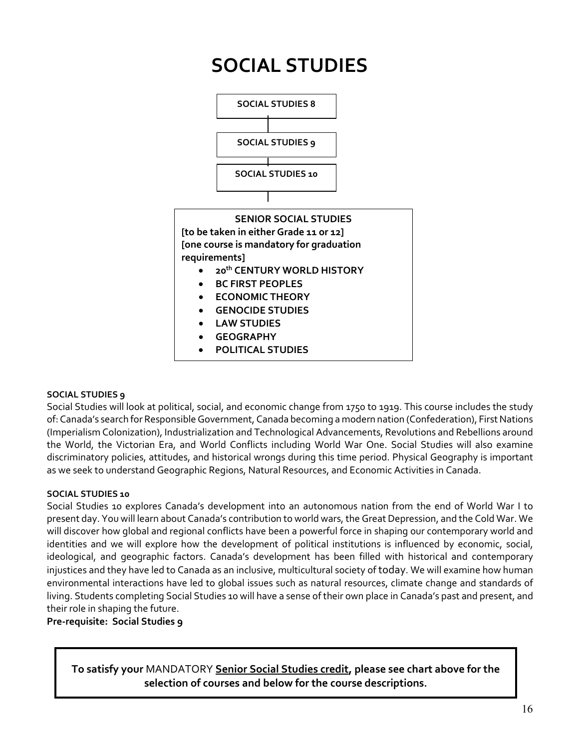# SOCIAL STUDIES

**SOCIAL STUDIES 8**

**SOCIAL STUDIES 9**

**SOCIAL STUDIES 10**

**SENIOR SOCIAL STUDIES**
**[to be taken in either Grade 11 or 12]**
**[one course is mandatory for graduation requirements]**

- **20th CENTURY WORLD HISTORY**
- **BC FIRST PEOPLES**
- **ECONOMIC THEORY**
- **GENOCIDE STUDIES**
- **LAW STUDIES**
- **GEOGRAPHY**
- **POLITICAL STUDIES**

**SOCIAL STUDIES 9**

Social Studies will look at political, social, and economic change from 1750 to 1919. This course includes the study of: Canada's search for Responsible Government, Canada becoming a modern nation (Confederation), First Nations (Imperialism Colonization), Industrialization and Technological Advancements, Revolutions and Rebellions around the World, the Victorian Era, and World Conflicts including World War One. Social Studies will also examine discriminatory policies, attitudes, and historical wrongs during this time period. Physical Geography is important as we seek to understand Geographic Regions, Natural Resources, and Economic Activities in Canada.

**SOCIAL STUDIES 10**

Social Studies 10 explores Canada's development into an autonomous nation from the end of World War I to present day. You will learn about Canada's contribution to world wars, the Great Depression, and the Cold War. We will discover how global and regional conflicts have been a powerful force in shaping our contemporary world and identities and we will explore how the development of political institutions is influenced by economic, social, ideological, and geographic factors. Canada's development has been filled with historical and contemporary injustices and they have led to Canada as an inclusive, multicultural society of today. We will examine how human environmental interactions have led to global issues such as natural resources, climate change and standards of living. Students completing Social Studies 10 will have a sense of their own place in Canada's past and present, and their role in shaping the future.

**Pre-requisite: Social Studies 9**

**To satisfy your** MANDATORY **Senior Social Studies credit, please see chart above for the selection of courses and below for the course descriptions.**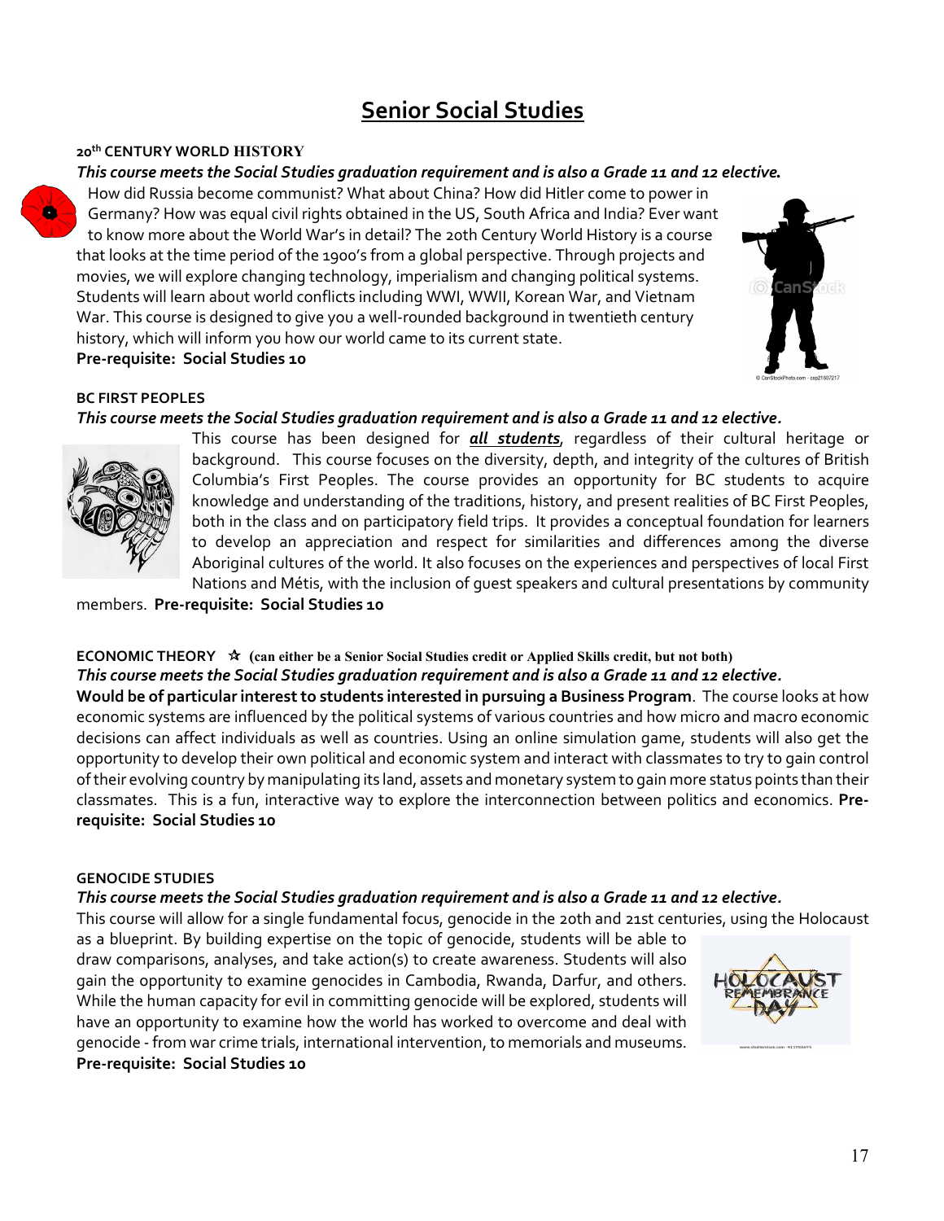# Senior Social Studies

### 20th CENTURY WORLD HISTORY

***This course meets the Social Studies graduation requirement and is also a Grade 11 and 12 elective.***

How did Russia become communist? What about China? How did Hitler come to power in Germany? How was equal civil rights obtained in the US, South Africa and India? Ever want to know more about the World War's in detail? The 20th Century World History is a course that looks at the time period of the 1900's from a global perspective. Through projects and movies, we will explore changing technology, imperialism and changing political systems. Students will learn about world conflicts including WWI, WWII, Korean War, and Vietnam War. This course is designed to give you a well-rounded background in twentieth century history, which will inform you how our world came to its current state.

**Pre-requisite: Social Studies 10**

### BC FIRST PEOPLES

***This course meets the Social Studies graduation requirement and is also a Grade 11 and 12 elective.***

This course has been designed for ***all students***, regardless of their cultural heritage or background. This course focuses on the diversity, depth, and integrity of the cultures of British Columbia's First Peoples. The course provides an opportunity for BC students to acquire knowledge and understanding of the traditions, history, and present realities of BC First Peoples, both in the class and on participatory field trips. It provides a conceptual foundation for learners to develop an appreciation and respect for similarities and differences among the diverse Aboriginal cultures of the world. It also focuses on the experiences and perspectives of local First Nations and Métis, with the inclusion of guest speakers and cultural presentations by community members. **Pre-requisite: Social Studies 10**

### ECONOMIC THEORY ☆ (can either be a Senior Social Studies credit or Applied Skills credit, but not both)

***This course meets the Social Studies graduation requirement and is also a Grade 11 and 12 elective.***

**Would be of particular interest to students interested in pursuing a Business Program**. The course looks at how economic systems are influenced by the political systems of various countries and how micro and macro economic decisions can affect individuals as well as countries. Using an online simulation game, students will also get the opportunity to develop their own political and economic system and interact with classmates to try to gain control of their evolving country by manipulating its land, assets and monetary system to gain more status points than their classmates. This is a fun, interactive way to explore the interconnection between politics and economics. **Pre-requisite: Social Studies 10**

### GENOCIDE STUDIES

***This course meets the Social Studies graduation requirement and is also a Grade 11 and 12 elective.***

This course will allow for a single fundamental focus, genocide in the 20th and 21st centuries, using the Holocaust as a blueprint. By building expertise on the topic of genocide, students will be able to draw comparisons, analyses, and take action(s) to create awareness. Students will also gain the opportunity to examine genocides in Cambodia, Rwanda, Darfur, and others. While the human capacity for evil in committing genocide will be explored, students will have an opportunity to examine how the world has worked to overcome and deal with genocide - from war crime trials, international intervention, to memorials and museums.

**Pre-requisite: Social Studies 10**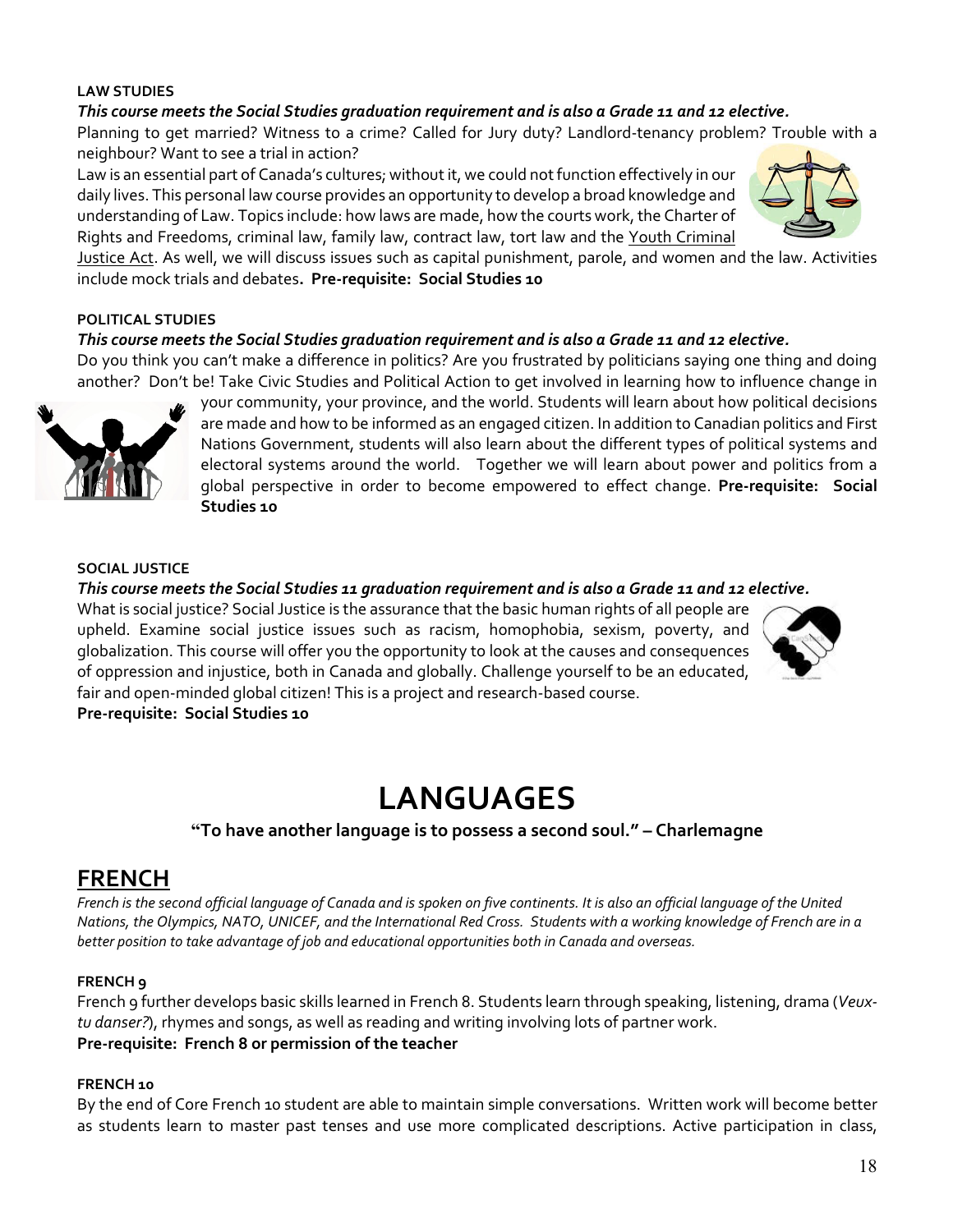**LAW STUDIES**

***This course meets the Social Studies graduation requirement and is also a Grade 11 and 12 elective.***

Planning to get married? Witness to a crime? Called for Jury duty? Landlord-tenancy problem? Trouble with a neighbour? Want to see a trial in action?

Law is an essential part of Canada's cultures; without it, we could not function effectively in our daily lives. This personal law course provides an opportunity to develop a broad knowledge and understanding of Law. Topics include: how laws are made, how the courts work, the Charter of Rights and Freedoms, criminal law, family law, contract law, tort law and the Youth Criminal Justice Act. As well, we will discuss issues such as capital punishment, parole, and women and the law. Activities include mock trials and debates**. Pre-requisite: Social Studies 10**

**POLITICAL STUDIES**

***This course meets the Social Studies graduation requirement and is also a Grade 11 and 12 elective.***

Do you think you can't make a difference in politics? Are you frustrated by politicians saying one thing and doing another? Don't be! Take Civic Studies and Political Action to get involved in learning how to influence change in your community, your province, and the world. Students will learn about how political decisions are made and how to be informed as an engaged citizen. In addition to Canadian politics and First Nations Government, students will also learn about the different types of political systems and electoral systems around the world. Together we will learn about power and politics from a global perspective in order to become empowered to effect change. **Pre-requisite: Social Studies 10**

**SOCIAL JUSTICE**

***This course meets the Social Studies 11 graduation requirement and is also a Grade 11 and 12 elective.***

What is social justice? Social Justice is the assurance that the basic human rights of all people are upheld. Examine social justice issues such as racism, homophobia, sexism, poverty, and globalization. This course will offer you the opportunity to look at the causes and consequences of oppression and injustice, both in Canada and globally. Challenge yourself to be an educated, fair and open-minded global citizen! This is a project and research-based course.

**Pre-requisite: Social Studies 10**

# LANGUAGES

**"To have another language is to possess a second soul." – Charlemagne**

## FRENCH

*French is the second official language of Canada and is spoken on five continents. It is also an official language of the United Nations, the Olympics, NATO, UNICEF, and the International Red Cross. Students with a working knowledge of French are in a better position to take advantage of job and educational opportunities both in Canada and overseas.*

**FRENCH 9**

French 9 further develops basic skills learned in French 8. Students learn through speaking, listening, drama (*Veux-tu danser?*), rhymes and songs, as well as reading and writing involving lots of partner work.

**Pre-requisite: French 8 or permission of the teacher**

**FRENCH 10**

By the end of Core French 10 student are able to maintain simple conversations. Written work will become better as students learn to master past tenses and use more complicated descriptions. Active participation in class,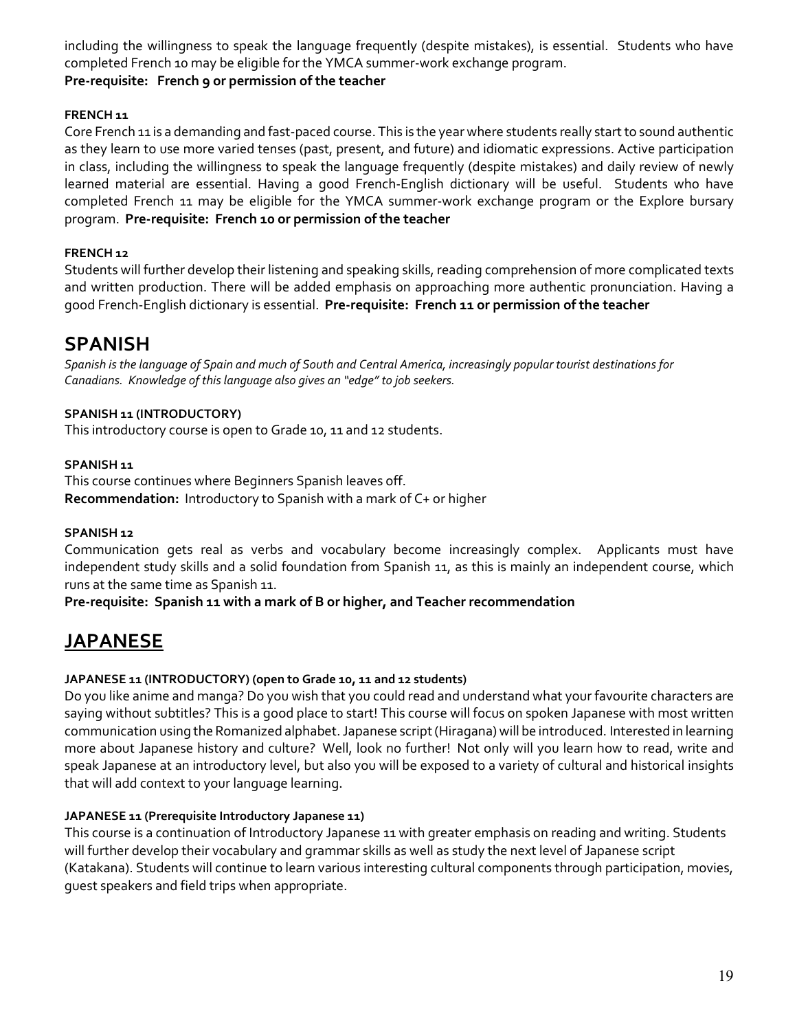including the willingness to speak the language frequently (despite mistakes), is essential. Students who have completed French 10 may be eligible for the YMCA summer-work exchange program.
**Pre-requisite: French 9 or permission of the teacher**

### FRENCH 11

Core French 11 is a demanding and fast-paced course. This is the year where students really start to sound authentic as they learn to use more varied tenses (past, present, and future) and idiomatic expressions. Active participation in class, including the willingness to speak the language frequently (despite mistakes) and daily review of newly learned material are essential. Having a good French-English dictionary will be useful. Students who have completed French 11 may be eligible for the YMCA summer-work exchange program or the Explore bursary program. **Pre-requisite: French 10 or permission of the teacher**

### FRENCH 12

Students will further develop their listening and speaking skills, reading comprehension of more complicated texts and written production. There will be added emphasis on approaching more authentic pronunciation. Having a good French-English dictionary is essential. **Pre-requisite: French 11 or permission of the teacher**

## SPANISH

*Spanish is the language of Spain and much of South and Central America, increasingly popular tourist destinations for Canadians. Knowledge of this language also gives an "edge" to job seekers.*

### SPANISH 11 (INTRODUCTORY)

This introductory course is open to Grade 10, 11 and 12 students.

### SPANISH 11

This course continues where Beginners Spanish leaves off.
**Recommendation:** Introductory to Spanish with a mark of C+ or higher

### SPANISH 12

Communication gets real as verbs and vocabulary become increasingly complex. Applicants must have independent study skills and a solid foundation from Spanish 11, as this is mainly an independent course, which runs at the same time as Spanish 11.
**Pre-requisite: Spanish 11 with a mark of B or higher, and Teacher recommendation**

## JAPANESE

### JAPANESE 11 (INTRODUCTORY) (open to Grade 10, 11 and 12 students)

Do you like anime and manga? Do you wish that you could read and understand what your favourite characters are saying without subtitles? This is a good place to start! This course will focus on spoken Japanese with most written communication using the Romanized alphabet. Japanese script (Hiragana) will be introduced. Interested in learning more about Japanese history and culture? Well, look no further! Not only will you learn how to read, write and speak Japanese at an introductory level, but also you will be exposed to a variety of cultural and historical insights that will add context to your language learning.

### JAPANESE 11 (Prerequisite Introductory Japanese 11)

This course is a continuation of Introductory Japanese 11 with greater emphasis on reading and writing. Students will further develop their vocabulary and grammar skills as well as study the next level of Japanese script (Katakana). Students will continue to learn various interesting cultural components through participation, movies, guest speakers and field trips when appropriate.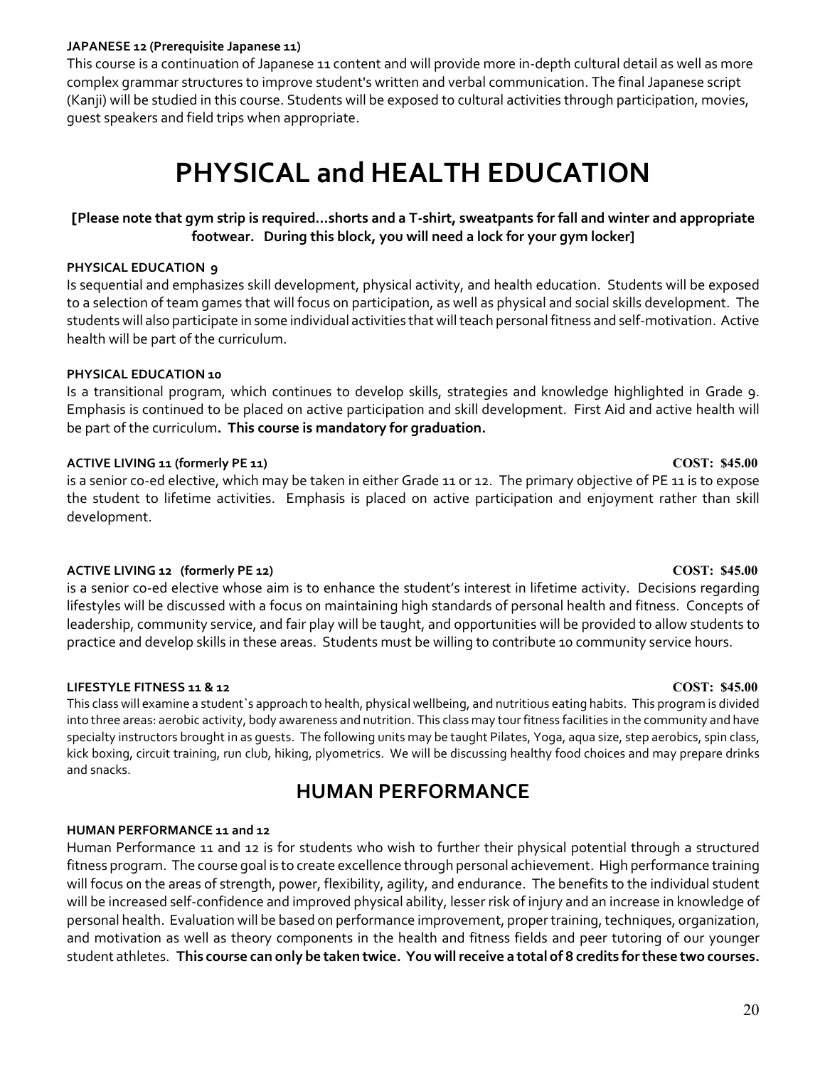**JAPANESE 12 (Prerequisite Japanese 11)**

This course is a continuation of Japanese 11 content and will provide more in-depth cultural detail as well as more complex grammar structures to improve student's written and verbal communication. The final Japanese script (Kanji) will be studied in this course. Students will be exposed to cultural activities through participation, movies, guest speakers and field trips when appropriate.

# PHYSICAL and HEALTH EDUCATION

**[Please note that gym strip is required…shorts and a T-shirt, sweatpants for fall and winter and appropriate footwear. During this block, you will need a lock for your gym locker]**

**PHYSICAL EDUCATION 9**

Is sequential and emphasizes skill development, physical activity, and health education. Students will be exposed to a selection of team games that will focus on participation, as well as physical and social skills development. The students will also participate in some individual activities that will teach personal fitness and self-motivation. Active health will be part of the curriculum.

**PHYSICAL EDUCATION 10**

Is a transitional program, which continues to develop skills, strategies and knowledge highlighted in Grade 9. Emphasis is continued to be placed on active participation and skill development. First Aid and active health will be part of the curriculum**. This course is mandatory for graduation.**

**ACTIVE LIVING 11 (formerly PE 11)** **COST: $45.00**

is a senior co-ed elective, which may be taken in either Grade 11 or 12. The primary objective of PE 11 is to expose the student to lifetime activities. Emphasis is placed on active participation and enjoyment rather than skill development.

**ACTIVE LIVING 12 (formerly PE 12)** **COST: $45.00**

is a senior co-ed elective whose aim is to enhance the student's interest in lifetime activity. Decisions regarding lifestyles will be discussed with a focus on maintaining high standards of personal health and fitness. Concepts of leadership, community service, and fair play will be taught, and opportunities will be provided to allow students to practice and develop skills in these areas. Students must be willing to contribute 10 community service hours.

**LIFESTYLE FITNESS 11 & 12** **COST: $45.00**

This class will examine a student`s approach to health, physical wellbeing, and nutritious eating habits. This program is divided into three areas: aerobic activity, body awareness and nutrition. This class may tour fitness facilities in the community and have specialty instructors brought in as guests. The following units may be taught Pilates, Yoga, aqua size, step aerobics, spin class, kick boxing, circuit training, run club, hiking, plyometrics. We will be discussing healthy food choices and may prepare drinks and snacks.

## HUMAN PERFORMANCE

**HUMAN PERFORMANCE 11 and 12**

Human Performance 11 and 12 is for students who wish to further their physical potential through a structured fitness program. The course goal is to create excellence through personal achievement. High performance training will focus on the areas of strength, power, flexibility, agility, and endurance. The benefits to the individual student will be increased self-confidence and improved physical ability, lesser risk of injury and an increase in knowledge of personal health. Evaluation will be based on performance improvement, proper training, techniques, organization, and motivation as well as theory components in the health and fitness fields and peer tutoring of our younger student athletes. **This course can only be taken twice. You will receive a total of 8 credits for these two courses.**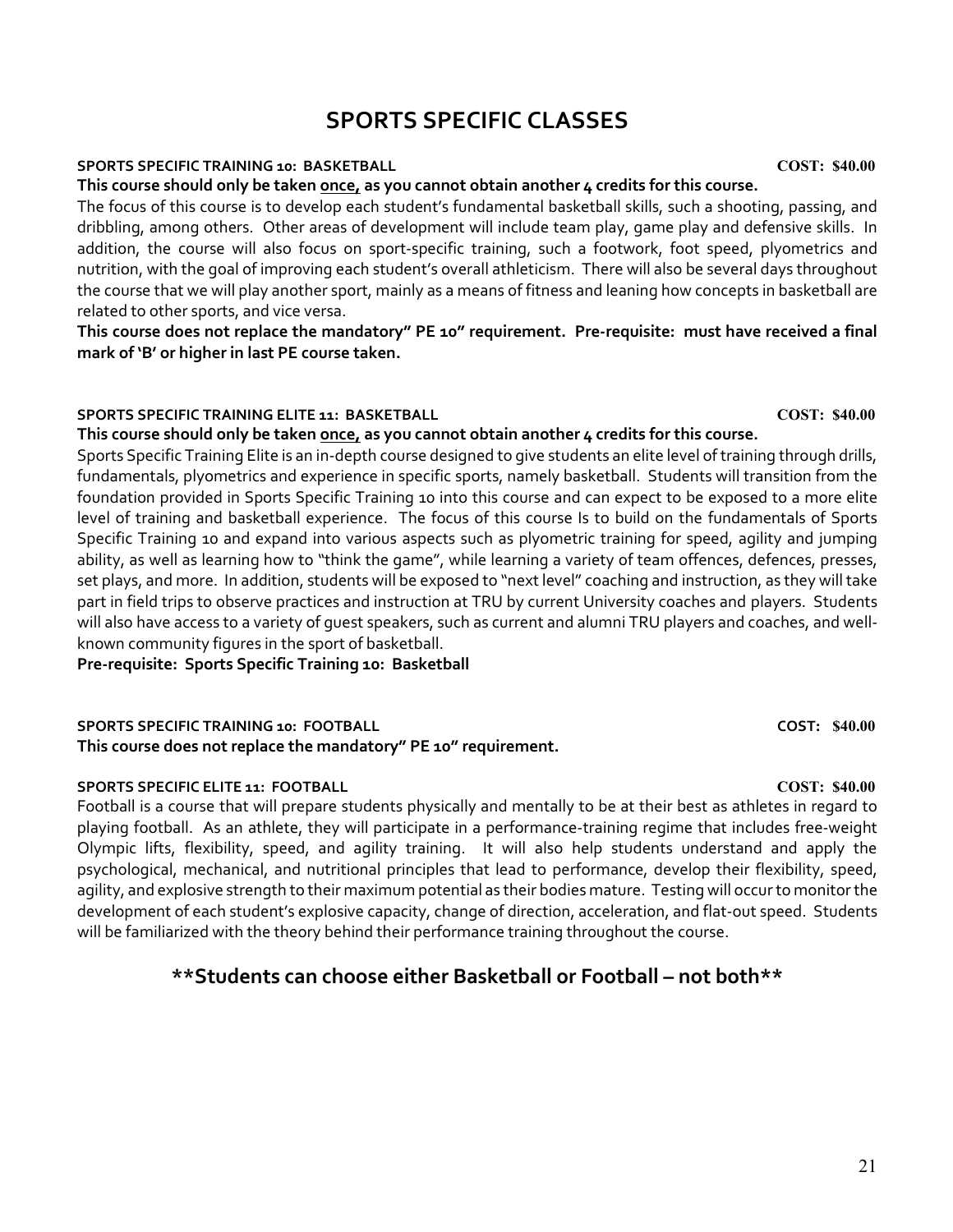# SPORTS SPECIFIC CLASSES

**SPORTS SPECIFIC TRAINING 10: BASKETBALL** **COST: $40.00**

**This course should only be taken once, as you cannot obtain another 4 credits for this course.**

The focus of this course is to develop each student's fundamental basketball skills, such a shooting, passing, and dribbling, among others. Other areas of development will include team play, game play and defensive skills. In addition, the course will also focus on sport-specific training, such a footwork, foot speed, plyometrics and nutrition, with the goal of improving each student's overall athleticism. There will also be several days throughout the course that we will play another sport, mainly as a means of fitness and leaning how concepts in basketball are related to other sports, and vice versa.

**This course does not replace the mandatory" PE 10" requirement. Pre-requisite: must have received a final mark of 'B' or higher in last PE course taken.**

**SPORTS SPECIFIC TRAINING ELITE 11: BASKETBALL** **COST: $40.00**

**This course should only be taken once, as you cannot obtain another 4 credits for this course.**

Sports Specific Training Elite is an in-depth course designed to give students an elite level of training through drills, fundamentals, plyometrics and experience in specific sports, namely basketball. Students will transition from the foundation provided in Sports Specific Training 10 into this course and can expect to be exposed to a more elite level of training and basketball experience. The focus of this course Is to build on the fundamentals of Sports Specific Training 10 and expand into various aspects such as plyometric training for speed, agility and jumping ability, as well as learning how to "think the game", while learning a variety of team offences, defences, presses, set plays, and more. In addition, students will be exposed to "next level" coaching and instruction, as they will take part in field trips to observe practices and instruction at TRU by current University coaches and players. Students will also have access to a variety of guest speakers, such as current and alumni TRU players and coaches, and well-known community figures in the sport of basketball.

**Pre-requisite: Sports Specific Training 10: Basketball**

**SPORTS SPECIFIC TRAINING 10: FOOTBALL** **COST: $40.00**

**This course does not replace the mandatory" PE 10" requirement.**

**SPORTS SPECIFIC ELITE 11: FOOTBALL** **COST: $40.00**

Football is a course that will prepare students physically and mentally to be at their best as athletes in regard to playing football. As an athlete, they will participate in a performance-training regime that includes free-weight Olympic lifts, flexibility, speed, and agility training. It will also help students understand and apply the psychological, mechanical, and nutritional principles that lead to performance, develop their flexibility, speed, agility, and explosive strength to their maximum potential as their bodies mature. Testing will occur to monitor the development of each student's explosive capacity, change of direction, acceleration, and flat-out speed. Students will be familiarized with the theory behind their performance training throughout the course.

## **Students can choose either Basketball or Football – not both**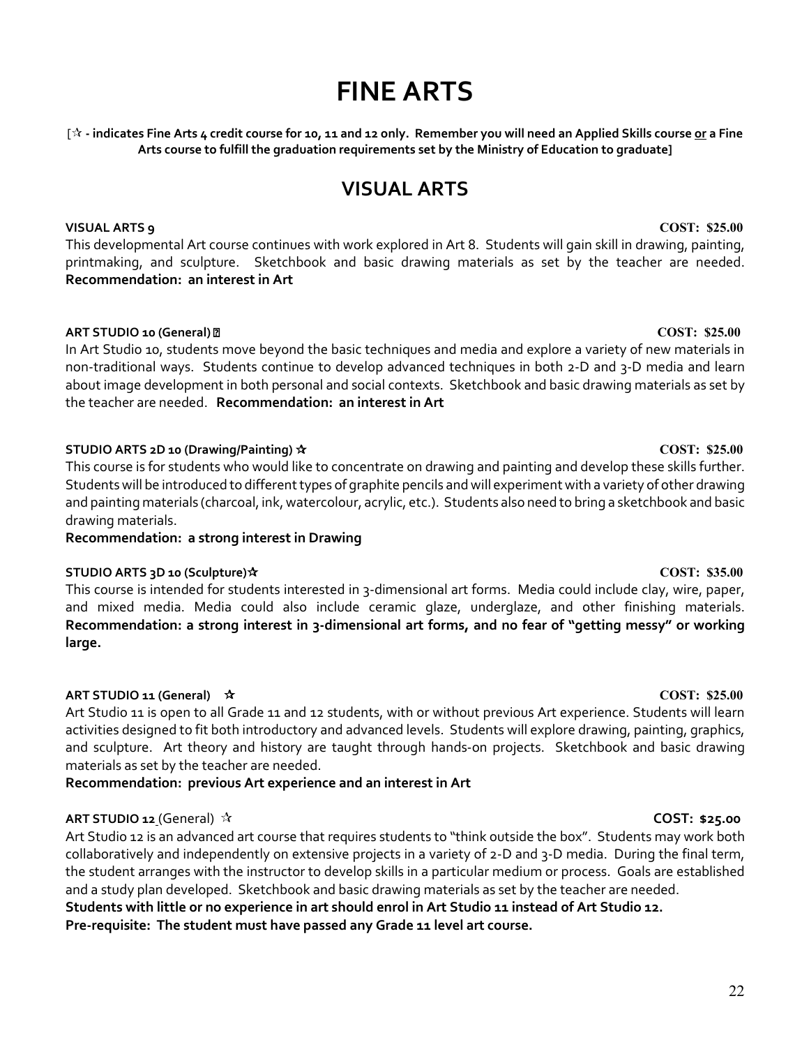# FINE ARTS

**[☆ - indicates Fine Arts 4 credit course for 10, 11 and 12 only. Remember you will need an Applied Skills course or a Fine Arts course to fulfill the graduation requirements set by the Ministry of Education to graduate]**

## VISUAL ARTS

**VISUAL ARTS 9** **COST: $25.00**

This developmental Art course continues with work explored in Art 8. Students will gain skill in drawing, painting, printmaking, and sculpture. Sketchbook and basic drawing materials as set by the teacher are needed. **Recommendation: an interest in Art**

**ART STUDIO 10 (General)** ☆ **COST: $25.00**

In Art Studio 10, students move beyond the basic techniques and media and explore a variety of new materials in non-traditional ways. Students continue to develop advanced techniques in both 2-D and 3-D media and learn about image development in both personal and social contexts. Sketchbook and basic drawing materials as set by the teacher are needed. **Recommendation: an interest in Art**

**STUDIO ARTS 2D 10 (Drawing/Painting)** ☆ **COST: $25.00**

This course is for students who would like to concentrate on drawing and painting and develop these skills further. Students will be introduced to different types of graphite pencils and will experiment with a variety of other drawing and painting materials (charcoal, ink, watercolour, acrylic, etc.). Students also need to bring a sketchbook and basic drawing materials.

**Recommendation: a strong interest in Drawing**

**STUDIO ARTS 3D 10 (Sculpture)**☆ **COST: $35.00**

This course is intended for students interested in 3-dimensional art forms. Media could include clay, wire, paper, and mixed media. Media could also include ceramic glaze, underglaze, and other finishing materials. **Recommendation: a strong interest in 3-dimensional art forms, and no fear of "getting messy" or working large.**

**ART STUDIO 11 (General)** ☆ **COST: $25.00**

Art Studio 11 is open to all Grade 11 and 12 students, with or without previous Art experience. Students will learn activities designed to fit both introductory and advanced levels. Students will explore drawing, painting, graphics, and sculpture. Art theory and history are taught through hands-on projects. Sketchbook and basic drawing materials as set by the teacher are needed.

**Recommendation: previous Art experience and an interest in Art**

**ART STUDIO 12** (General) ☆ **COST: $25.00**

Art Studio 12 is an advanced art course that requires students to "think outside the box". Students may work both collaboratively and independently on extensive projects in a variety of 2-D and 3-D media. During the final term, the student arranges with the instructor to develop skills in a particular medium or process. Goals are established and a study plan developed. Sketchbook and basic drawing materials as set by the teacher are needed.

**Students with little or no experience in art should enrol in Art Studio 11 instead of Art Studio 12.**

**Pre-requisite: The student must have passed any Grade 11 level art course.**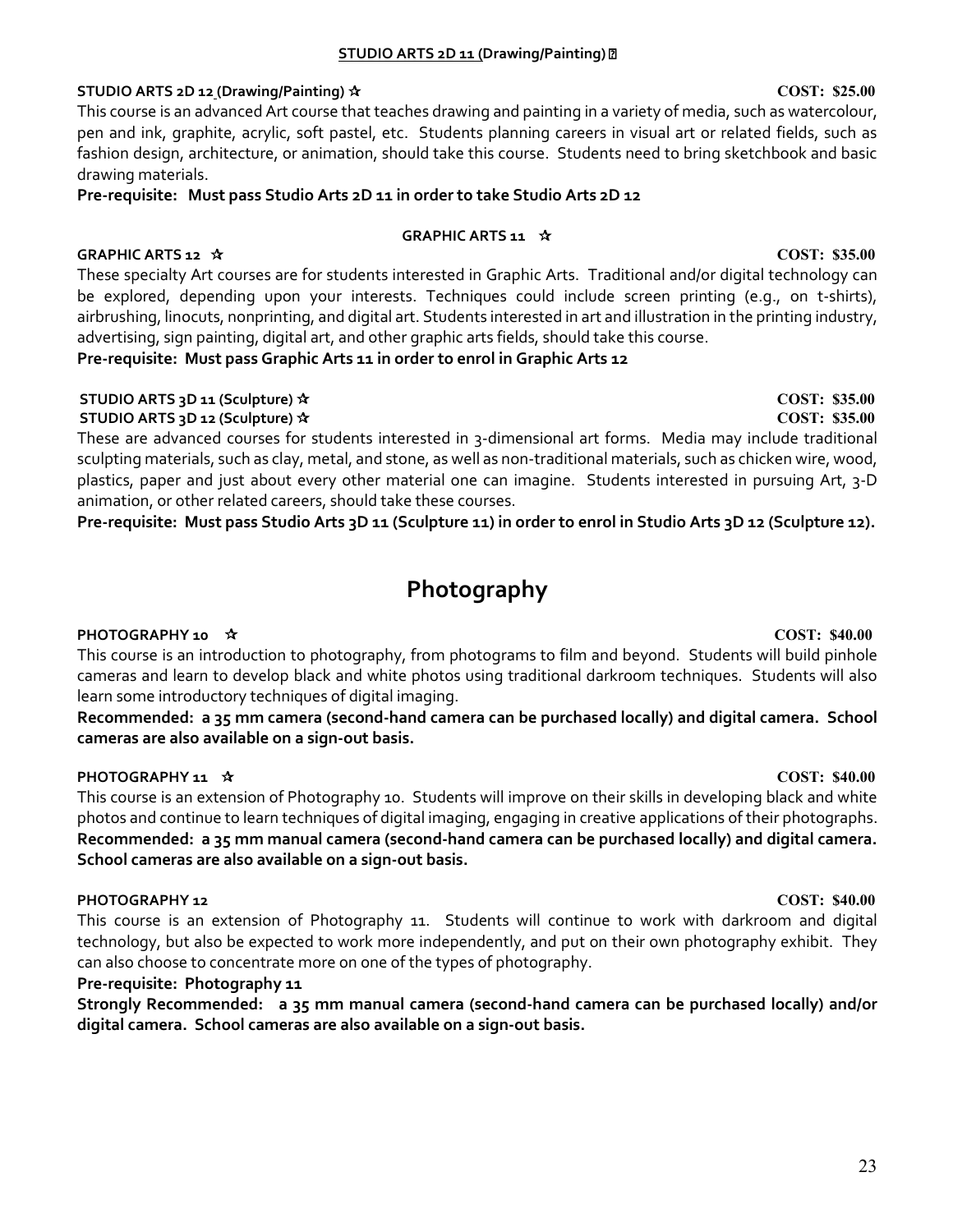**STUDIO ARTS 2D 11 (Drawing/Painting) ☆**

**STUDIO ARTS 2D 12 (Drawing/Painting) ☆** **COST: $25.00**

This course is an advanced Art course that teaches drawing and painting in a variety of media, such as watercolour, pen and ink, graphite, acrylic, soft pastel, etc. Students planning careers in visual art or related fields, such as fashion design, architecture, or animation, should take this course. Students need to bring sketchbook and basic drawing materials.

**Pre-requisite: Must pass Studio Arts 2D 11 in order to take Studio Arts 2D 12**

**GRAPHIC ARTS 11 ☆**

**GRAPHIC ARTS 12 ☆** **COST: $35.00**

These specialty Art courses are for students interested in Graphic Arts. Traditional and/or digital technology can be explored, depending upon your interests. Techniques could include screen printing (e.g., on t-shirts), airbrushing, linocuts, nonprinting, and digital art. Students interested in art and illustration in the printing industry, advertising, sign painting, digital art, and other graphic arts fields, should take this course.

**Pre-requisite: Must pass Graphic Arts 11 in order to enrol in Graphic Arts 12**

**STUDIO ARTS 3D 11 (Sculpture) ☆** **COST: $35.00**
**STUDIO ARTS 3D 12 (Sculpture) ☆** **COST: $35.00**

These are advanced courses for students interested in 3-dimensional art forms. Media may include traditional sculpting materials, such as clay, metal, and stone, as well as non-traditional materials, such as chicken wire, wood, plastics, paper and just about every other material one can imagine. Students interested in pursuing Art, 3-D animation, or other related careers, should take these courses.

**Pre-requisite: Must pass Studio Arts 3D 11 (Sculpture 11) in order to enrol in Studio Arts 3D 12 (Sculpture 12).**

# Photography

**PHOTOGRAPHY 10 ☆** **COST: $40.00**

This course is an introduction to photography, from photograms to film and beyond. Students will build pinhole cameras and learn to develop black and white photos using traditional darkroom techniques. Students will also learn some introductory techniques of digital imaging.

**Recommended: a 35 mm camera (second-hand camera can be purchased locally) and digital camera. School cameras are also available on a sign-out basis.**

**PHOTOGRAPHY 11 ☆** **COST: $40.00**

This course is an extension of Photography 10. Students will improve on their skills in developing black and white photos and continue to learn techniques of digital imaging, engaging in creative applications of their photographs.

**Recommended: a 35 mm manual camera (second-hand camera can be purchased locally) and digital camera. School cameras are also available on a sign-out basis.**

**PHOTOGRAPHY 12** **COST: $40.00**

This course is an extension of Photography 11. Students will continue to work with darkroom and digital technology, but also be expected to work more independently, and put on their own photography exhibit. They can also choose to concentrate more on one of the types of photography.

**Pre-requisite: Photography 11**

**Strongly Recommended: a 35 mm manual camera (second-hand camera can be purchased locally) and/or digital camera. School cameras are also available on a sign-out basis.**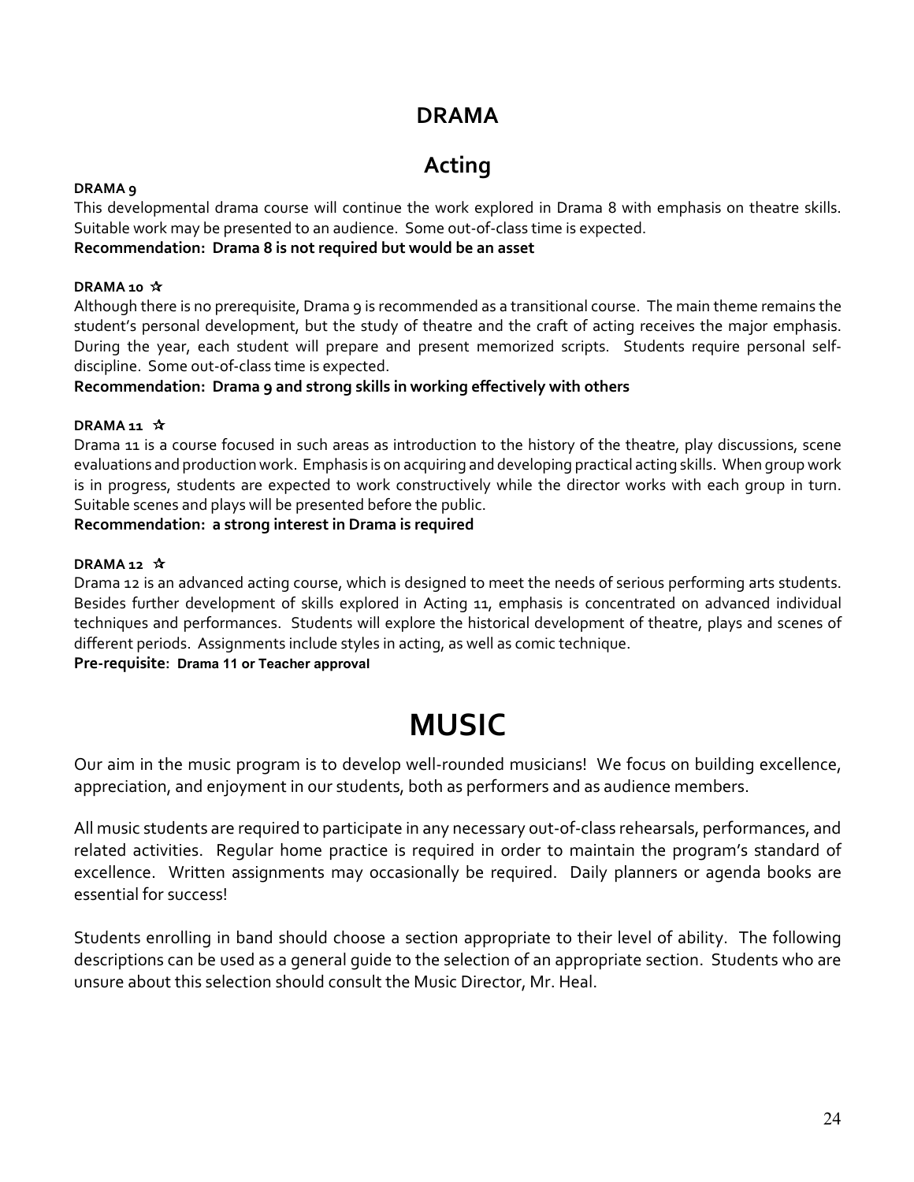# DRAMA

## Acting

**DRAMA 9**

This developmental drama course will continue the work explored in Drama 8 with emphasis on theatre skills. Suitable work may be presented to an audience. Some out-of-class time is expected.

**Recommendation: Drama 8 is not required but would be an asset**

**DRAMA 10 ☆**

Although there is no prerequisite, Drama 9 is recommended as a transitional course. The main theme remains the student's personal development, but the study of theatre and the craft of acting receives the major emphasis. During the year, each student will prepare and present memorized scripts. Students require personal self-discipline. Some out-of-class time is expected.

**Recommendation: Drama 9 and strong skills in working effectively with others**

**DRAMA 11 ☆**

Drama 11 is a course focused in such areas as introduction to the history of the theatre, play discussions, scene evaluations and production work. Emphasis is on acquiring and developing practical acting skills. When group work is in progress, students are expected to work constructively while the director works with each group in turn. Suitable scenes and plays will be presented before the public.

**Recommendation: a strong interest in Drama is required**

**DRAMA 12 ☆**

Drama 12 is an advanced acting course, which is designed to meet the needs of serious performing arts students. Besides further development of skills explored in Acting 11, emphasis is concentrated on advanced individual techniques and performances. Students will explore the historical development of theatre, plays and scenes of different periods. Assignments include styles in acting, as well as comic technique.

**Pre-requisite: Drama 11 or Teacher approval**

# MUSIC

Our aim in the music program is to develop well-rounded musicians! We focus on building excellence, appreciation, and enjoyment in our students, both as performers and as audience members.

All music students are required to participate in any necessary out-of-class rehearsals, performances, and related activities. Regular home practice is required in order to maintain the program's standard of excellence. Written assignments may occasionally be required. Daily planners or agenda books are essential for success!

Students enrolling in band should choose a section appropriate to their level of ability. The following descriptions can be used as a general guide to the selection of an appropriate section. Students who are unsure about this selection should consult the Music Director, Mr. Heal.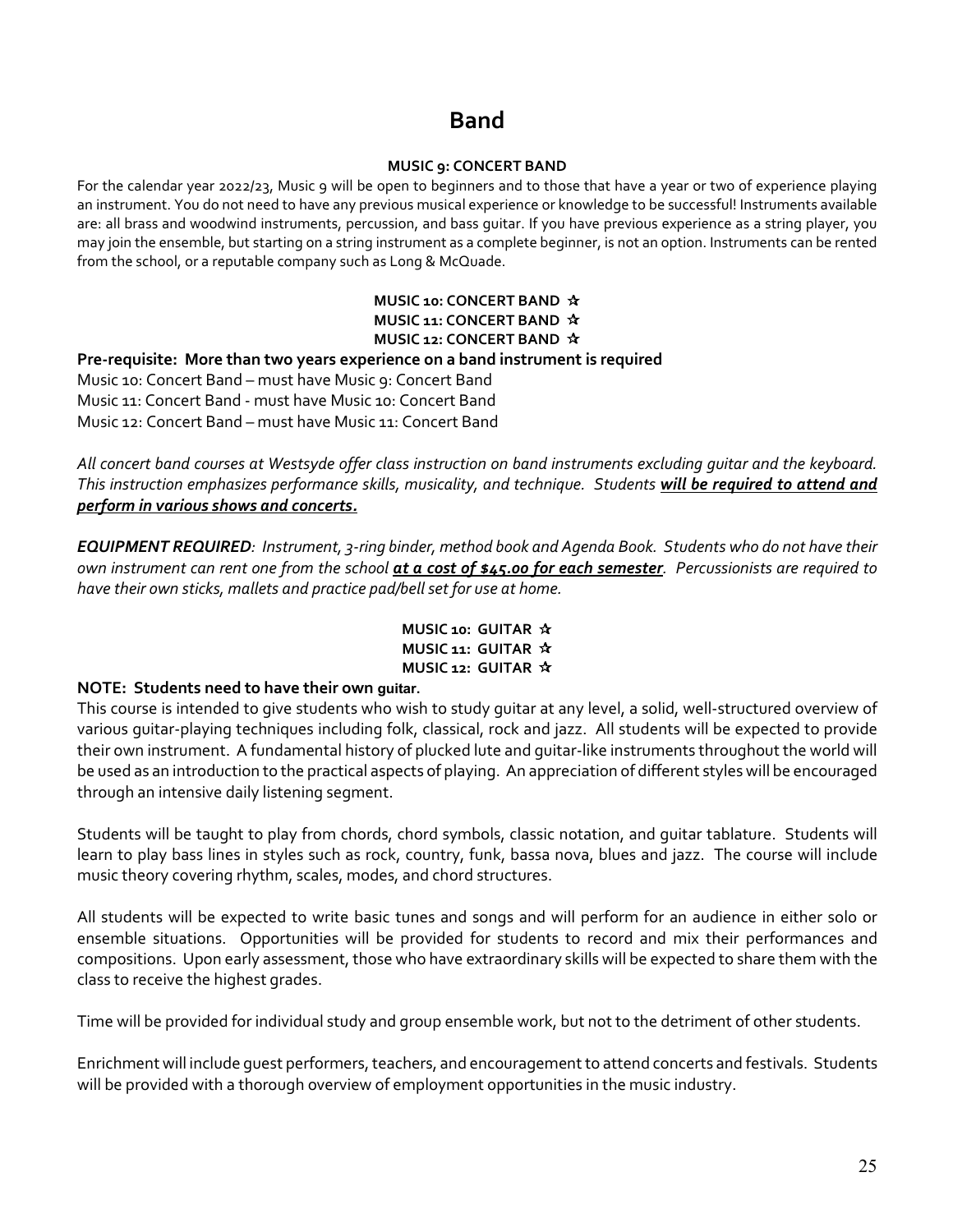# Band

**MUSIC 9: CONCERT BAND**

For the calendar year 2022/23, Music 9 will be open to beginners and to those that have a year or two of experience playing an instrument. You do not need to have any previous musical experience or knowledge to be successful! Instruments available are: all brass and woodwind instruments, percussion, and bass guitar. If you have previous experience as a string player, you may join the ensemble, but starting on a string instrument as a complete beginner, is not an option. Instruments can be rented from the school, or a reputable company such as Long & McQuade.

**MUSIC 10: CONCERT BAND ☆**
**MUSIC 11: CONCERT BAND ☆**
**MUSIC 12: CONCERT BAND ☆**

**Pre-requisite: More than two years experience on a band instrument is required**

Music 10: Concert Band – must have Music 9: Concert Band
Music 11: Concert Band - must have Music 10: Concert Band
Music 12: Concert Band – must have Music 11: Concert Band

*All concert band courses at Westsyde offer class instruction on band instruments excluding guitar and the keyboard. This instruction emphasizes performance skills, musicality, and technique. Students* ***will be required to attend and perform in various shows and concerts.***

***EQUIPMENT REQUIRED****: Instrument, 3-ring binder, method book and Agenda Book. Students who do not have their own instrument can rent one from the school* ***at a cost of $45.00 for each semester****. Percussionists are required to have their own sticks, mallets and practice pad/bell set for use at home.*

**MUSIC 10: GUITAR ☆**
**MUSIC 11: GUITAR ☆**
**MUSIC 12: GUITAR ☆**

**NOTE: Students need to have their own guitar.**

This course is intended to give students who wish to study guitar at any level, a solid, well-structured overview of various guitar-playing techniques including folk, classical, rock and jazz. All students will be expected to provide their own instrument. A fundamental history of plucked lute and guitar-like instruments throughout the world will be used as an introduction to the practical aspects of playing. An appreciation of different styles will be encouraged through an intensive daily listening segment.

Students will be taught to play from chords, chord symbols, classic notation, and guitar tablature. Students will learn to play bass lines in styles such as rock, country, funk, bassa nova, blues and jazz. The course will include music theory covering rhythm, scales, modes, and chord structures.

All students will be expected to write basic tunes and songs and will perform for an audience in either solo or ensemble situations. Opportunities will be provided for students to record and mix their performances and compositions. Upon early assessment, those who have extraordinary skills will be expected to share them with the class to receive the highest grades.

Time will be provided for individual study and group ensemble work, but not to the detriment of other students.

Enrichment will include guest performers, teachers, and encouragement to attend concerts and festivals. Students will be provided with a thorough overview of employment opportunities in the music industry.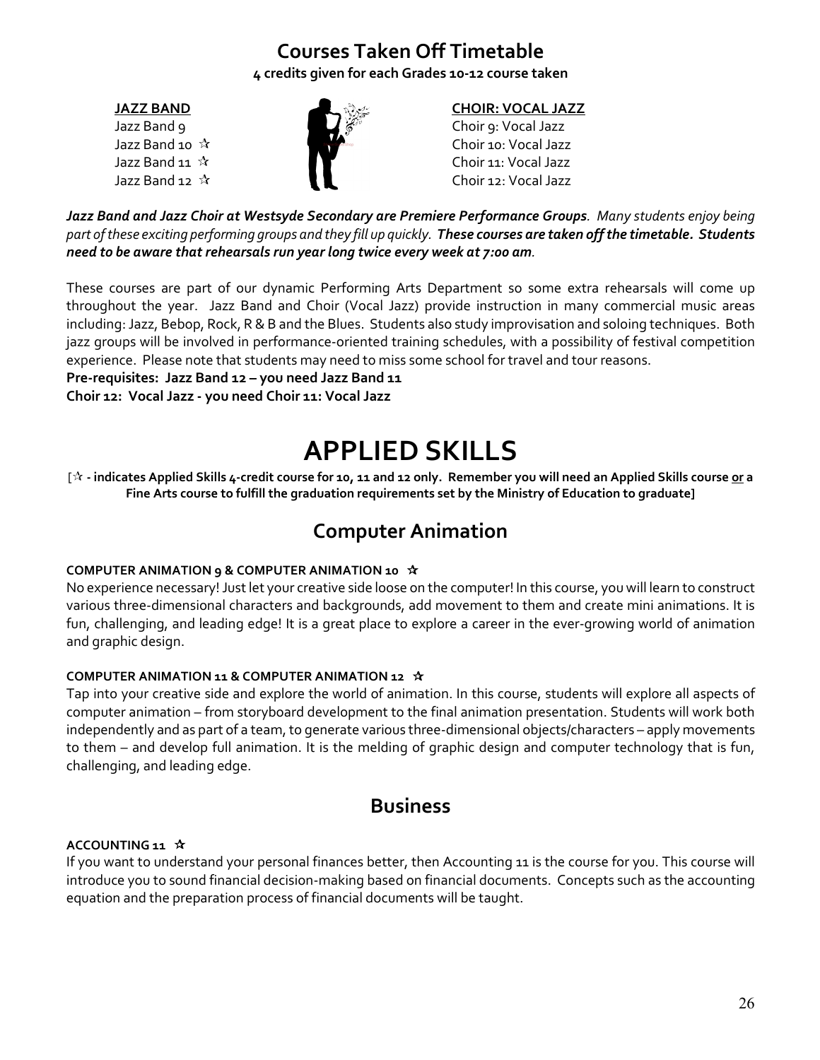## Courses Taken Off Timetable

**4 credits given for each Grades 10-12 course taken**

**JAZZ BAND**

Jazz Band 9
Jazz Band 10 ☆
Jazz Band 11 ☆
Jazz Band 12 ☆

**CHOIR: VOCAL JAZZ**

Choir 9: Vocal Jazz
Choir 10: Vocal Jazz
Choir 11: Vocal Jazz
Choir 12: Vocal Jazz

***Jazz Band and Jazz Choir at Westsyde Secondary are Premiere Performance Groups**. Many students enjoy being part of these exciting performing groups and they fill up quickly. **These courses are taken off the timetable. Students need to be aware that rehearsals run year long twice every week at 7:00 am**.*

These courses are part of our dynamic Performing Arts Department so some extra rehearsals will come up throughout the year. Jazz Band and Choir (Vocal Jazz) provide instruction in many commercial music areas including: Jazz, Bebop, Rock, R & B and the Blues. Students also study improvisation and soloing techniques. Both jazz groups will be involved in performance-oriented training schedules, with a possibility of festival competition experience. Please note that students may need to miss some school for travel and tour reasons.

**Pre-requisites: Jazz Band 12 – you need Jazz Band 11**

**Choir 12: Vocal Jazz - you need Choir 11: Vocal Jazz**

# APPLIED SKILLS

**[☆ - indicates Applied Skills 4-credit course for 10, 11 and 12 only. Remember you will need an Applied Skills course or a Fine Arts course to fulfill the graduation requirements set by the Ministry of Education to graduate]**

## Computer Animation

**COMPUTER ANIMATION 9 & COMPUTER ANIMATION 10 ☆**

No experience necessary! Just let your creative side loose on the computer! In this course, you will learn to construct various three-dimensional characters and backgrounds, add movement to them and create mini animations. It is fun, challenging, and leading edge! It is a great place to explore a career in the ever-growing world of animation and graphic design.

**COMPUTER ANIMATION 11 & COMPUTER ANIMATION 12 ☆**

Tap into your creative side and explore the world of animation. In this course, students will explore all aspects of computer animation – from storyboard development to the final animation presentation. Students will work both independently and as part of a team, to generate various three-dimensional objects/characters – apply movements to them – and develop full animation. It is the melding of graphic design and computer technology that is fun, challenging, and leading edge.

## Business

**ACCOUNTING 11 ☆**

If you want to understand your personal finances better, then Accounting 11 is the course for you. This course will introduce you to sound financial decision-making based on financial documents. Concepts such as the accounting equation and the preparation process of financial documents will be taught.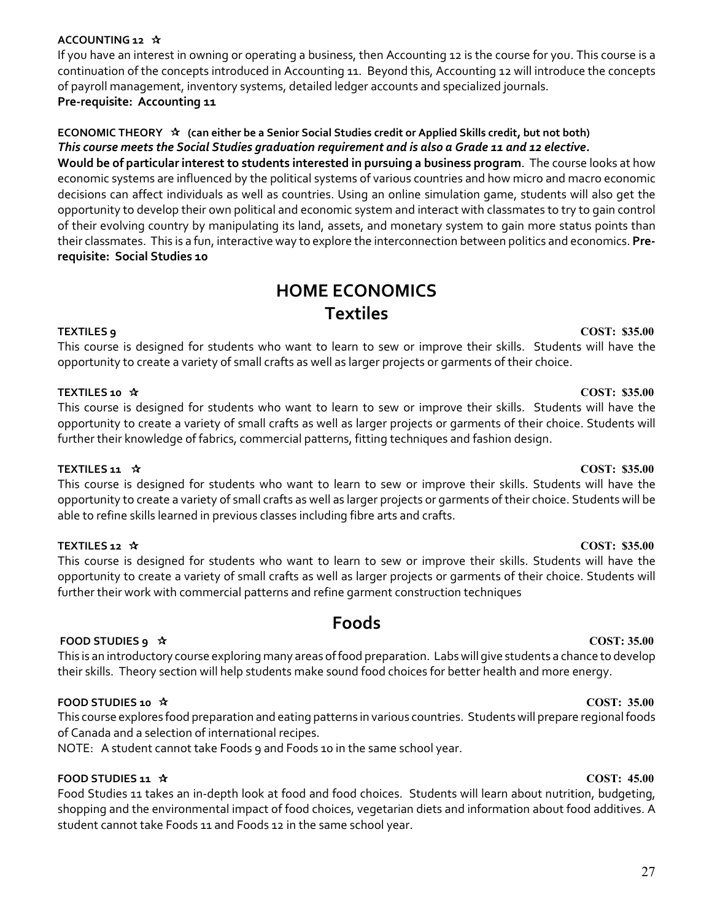**ACCOUNTING 12 ☆**

If you have an interest in owning or operating a business, then Accounting 12 is the course for you. This course is a continuation of the concepts introduced in Accounting 11. Beyond this, Accounting 12 will introduce the concepts of payroll management, inventory systems, detailed ledger accounts and specialized journals.

**Pre-requisite: Accounting 11**

**ECONOMIC THEORY ☆ (can either be a Senior Social Studies credit or Applied Skills credit, but not both)**

***This course meets the Social Studies graduation requirement and is also a Grade 11 and 12 elective.***

**Would be of particular interest to students interested in pursuing a business program**. The course looks at how economic systems are influenced by the political systems of various countries and how micro and macro economic decisions can affect individuals as well as countries. Using an online simulation game, students will also get the opportunity to develop their own political and economic system and interact with classmates to try to gain control of their evolving country by manipulating its land, assets, and monetary system to gain more status points than their classmates. This is a fun, interactive way to explore the interconnection between politics and economics. **Pre-requisite: Social Studies 10**

# HOME ECONOMICS

## Textiles

**TEXTILES 9** **COST: $35.00**

This course is designed for students who want to learn to sew or improve their skills. Students will have the opportunity to create a variety of small crafts as well as larger projects or garments of their choice.

**TEXTILES 10 ☆** **COST: $35.00**

This course is designed for students who want to learn to sew or improve their skills. Students will have the opportunity to create a variety of small crafts as well as larger projects or garments of their choice. Students will further their knowledge of fabrics, commercial patterns, fitting techniques and fashion design.

**TEXTILES 11 ☆** **COST: $35.00**

This course is designed for students who want to learn to sew or improve their skills. Students will have the opportunity to create a variety of small crafts as well as larger projects or garments of their choice. Students will be able to refine skills learned in previous classes including fibre arts and crafts.

**TEXTILES 12 ☆** **COST: $35.00**

This course is designed for students who want to learn to sew or improve their skills. Students will have the opportunity to create a variety of small crafts as well as larger projects or garments of their choice. Students will further their work with commercial patterns and refine garment construction techniques

## Foods

**FOOD STUDIES 9 ☆** **COST: 35.00**

This is an introductory course exploring many areas of food preparation. Labs will give students a chance to develop their skills. Theory section will help students make sound food choices for better health and more energy.

**FOOD STUDIES 10 ☆** **COST: 35.00**

This course explores food preparation and eating patterns in various countries. Students will prepare regional foods of Canada and a selection of international recipes.

NOTE: A student cannot take Foods 9 and Foods 10 in the same school year.

**FOOD STUDIES 11 ☆** **COST: 45.00**

Food Studies 11 takes an in-depth look at food and food choices. Students will learn about nutrition, budgeting, shopping and the environmental impact of food choices, vegetarian diets and information about food additives. A student cannot take Foods 11 and Foods 12 in the same school year.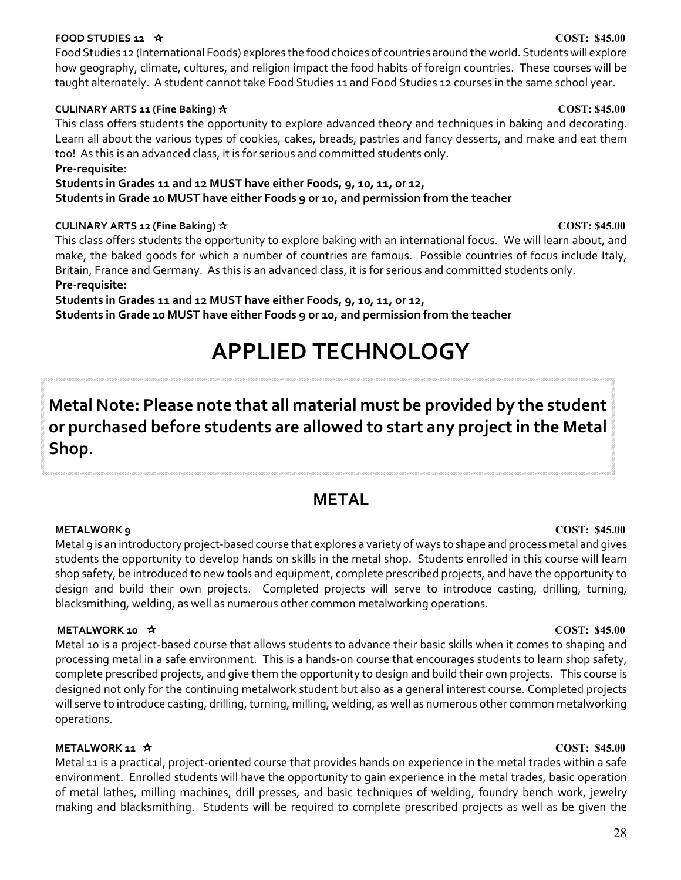**FOOD STUDIES 12 ☆** **COST: $45.00**

Food Studies 12 (International Foods) explores the food choices of countries around the world. Students will explore how geography, climate, cultures, and religion impact the food habits of foreign countries. These courses will be taught alternately. A student cannot take Food Studies 11 and Food Studies 12 courses in the same school year.

**CULINARY ARTS 11 (Fine Baking) ☆** **COST: $45.00**

This class offers students the opportunity to explore advanced theory and techniques in baking and decorating. Learn all about the various types of cookies, cakes, breads, pastries and fancy desserts, and make and eat them too! As this is an advanced class, it is for serious and committed students only.

**Pre-requisite:**

**Students in Grades 11 and 12 MUST have either Foods, 9, 10, 11, or 12,**
**Students in Grade 10 MUST have either Foods 9 or 10, and permission from the teacher**

**CULINARY ARTS 12 (Fine Baking) ☆** **COST: $45.00**

This class offers students the opportunity to explore baking with an international focus. We will learn about, and make, the baked goods for which a number of countries are famous. Possible countries of focus include Italy, Britain, France and Germany. As this is an advanced class, it is for serious and committed students only.

**Pre-requisite:**

**Students in Grades 11 and 12 MUST have either Foods, 9, 10, 11, or 12,**
**Students in Grade 10 MUST have either Foods 9 or 10, and permission from the teacher**

# APPLIED TECHNOLOGY

**Metal Note: Please note that all material must be provided by the student or purchased before students are allowed to start any project in the Metal Shop.**

## METAL

**METALWORK 9** **COST: $45.00**

Metal 9 is an introductory project-based course that explores a variety of ways to shape and process metal and gives students the opportunity to develop hands on skills in the metal shop. Students enrolled in this course will learn shop safety, be introduced to new tools and equipment, complete prescribed projects, and have the opportunity to design and build their own projects. Completed projects will serve to introduce casting, drilling, turning, blacksmithing, welding, as well as numerous other common metalworking operations.

**METALWORK 10 ☆** **COST: $45.00**

Metal 10 is a project-based course that allows students to advance their basic skills when it comes to shaping and processing metal in a safe environment. This is a hands-on course that encourages students to learn shop safety, complete prescribed projects, and give them the opportunity to design and build their own projects. This course is designed not only for the continuing metalwork student but also as a general interest course. Completed projects will serve to introduce casting, drilling, turning, milling, welding, as well as numerous other common metalworking operations.

**METALWORK 11 ☆** **COST: $45.00**

Metal 11 is a practical, project-oriented course that provides hands on experience in the metal trades within a safe environment. Enrolled students will have the opportunity to gain experience in the metal trades, basic operation of metal lathes, milling machines, drill presses, and basic techniques of welding, foundry bench work, jewelry making and blacksmithing. Students will be required to complete prescribed projects as well as be given the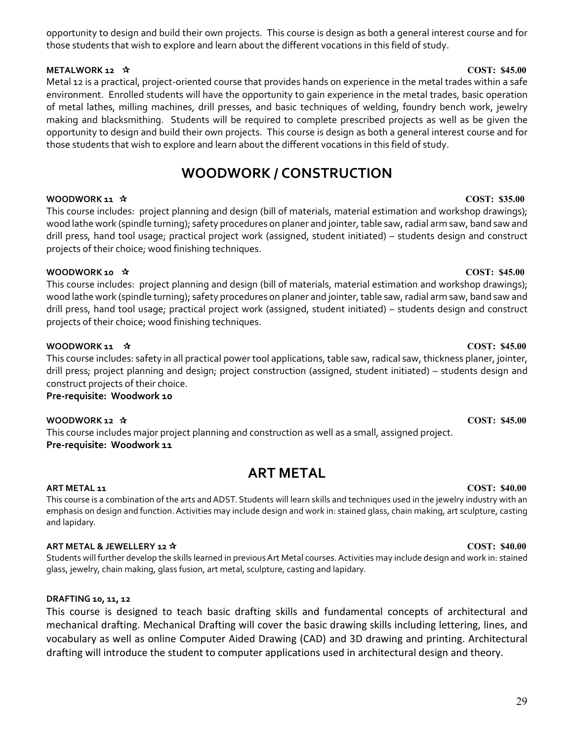opportunity to design and build their own projects. This course is design as both a general interest course and for those students that wish to explore and learn about the different vocations in this field of study.

**METALWORK 12 ☆** **COST: $45.00**

Metal 12 is a practical, project-oriented course that provides hands on experience in the metal trades within a safe environment. Enrolled students will have the opportunity to gain experience in the metal trades, basic operation of metal lathes, milling machines, drill presses, and basic techniques of welding, foundry bench work, jewelry making and blacksmithing. Students will be required to complete prescribed projects as well as be given the opportunity to design and build their own projects. This course is design as both a general interest course and for those students that wish to explore and learn about the different vocations in this field of study.

## WOODWORK / CONSTRUCTION

**WOODWORK 11 ☆** **COST: $35.00**

This course includes: project planning and design (bill of materials, material estimation and workshop drawings); wood lathe work (spindle turning); safety procedures on planer and jointer, table saw, radial arm saw, band saw and drill press, hand tool usage; practical project work (assigned, student initiated) – students design and construct projects of their choice; wood finishing techniques.

**WOODWORK 10 ☆** **COST: $45.00**

This course includes: project planning and design (bill of materials, material estimation and workshop drawings); wood lathe work (spindle turning); safety procedures on planer and jointer, table saw, radial arm saw, band saw and drill press, hand tool usage; practical project work (assigned, student initiated) – students design and construct projects of their choice; wood finishing techniques.

**WOODWORK 11 ☆** **COST: $45.00**

This course includes: safety in all practical power tool applications, table saw, radical saw, thickness planer, jointer, drill press; project planning and design; project construction (assigned, student initiated) – students design and construct projects of their choice.
**Pre-requisite: Woodwork 10**

**WOODWORK 12 ☆** **COST: $45.00**

This course includes major project planning and construction as well as a small, assigned project.
**Pre-requisite: Woodwork 11**

## ART METAL

**ART METAL 11** **COST: $40.00**

This course is a combination of the arts and ADST. Students will learn skills and techniques used in the jewelry industry with an emphasis on design and function. Activities may include design and work in: stained glass, chain making, art sculpture, casting and lapidary.

**ART METAL & JEWELLERY 12 ☆** **COST: $40.00**

Students will further develop the skills learned in previous Art Metal courses. Activities may include design and work in: stained glass, jewelry, chain making, glass fusion, art metal, sculpture, casting and lapidary.

**DRAFTING 10, 11, 12**

This course is designed to teach basic drafting skills and fundamental concepts of architectural and mechanical drafting. Mechanical Drafting will cover the basic drawing skills including lettering, lines, and vocabulary as well as online Computer Aided Drawing (CAD) and 3D drawing and printing. Architectural drafting will introduce the student to computer applications used in architectural design and theory.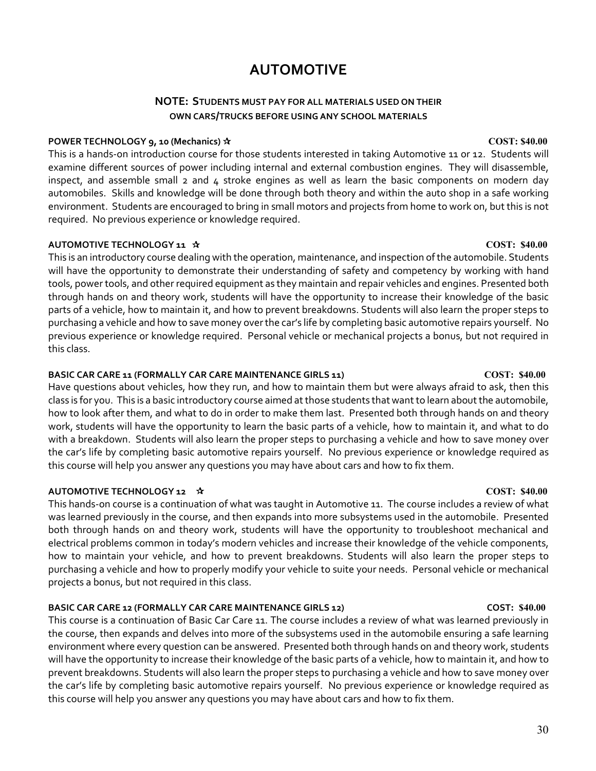# AUTOMOTIVE

**NOTE: STUDENTS MUST PAY FOR ALL MATERIALS USED ON THEIR OWN CARS/TRUCKS BEFORE USING ANY SCHOOL MATERIALS**

**POWER TECHNOLOGY 9, 10 (Mechanics) ✰** **COST: $40.00**

This is a hands-on introduction course for those students interested in taking Automotive 11 or 12. Students will examine different sources of power including internal and external combustion engines. They will disassemble, inspect, and assemble small 2 and 4 stroke engines as well as learn the basic components on modern day automobiles. Skills and knowledge will be done through both theory and within the auto shop in a safe working environment. Students are encouraged to bring in small motors and projects from home to work on, but this is not required. No previous experience or knowledge required.

**AUTOMOTIVE TECHNOLOGY 11 ✰** **COST: $40.00**

This is an introductory course dealing with the operation, maintenance, and inspection of the automobile. Students will have the opportunity to demonstrate their understanding of safety and competency by working with hand tools, power tools, and other required equipment as they maintain and repair vehicles and engines. Presented both through hands on and theory work, students will have the opportunity to increase their knowledge of the basic parts of a vehicle, how to maintain it, and how to prevent breakdowns. Students will also learn the proper steps to purchasing a vehicle and how to save money over the car's life by completing basic automotive repairs yourself. No previous experience or knowledge required. Personal vehicle or mechanical projects a bonus, but not required in this class.

**BASIC CAR CARE 11 (FORMALLY CAR CARE MAINTENANCE GIRLS 11)** **COST: $40.00**

Have questions about vehicles, how they run, and how to maintain them but were always afraid to ask, then this class is for you. This is a basic introductory course aimed at those students that want to learn about the automobile, how to look after them, and what to do in order to make them last. Presented both through hands on and theory work, students will have the opportunity to learn the basic parts of a vehicle, how to maintain it, and what to do with a breakdown. Students will also learn the proper steps to purchasing a vehicle and how to save money over the car's life by completing basic automotive repairs yourself. No previous experience or knowledge required as this course will help you answer any questions you may have about cars and how to fix them.

**AUTOMOTIVE TECHNOLOGY 12 ✰** **COST: $40.00**

This hands-on course is a continuation of what was taught in Automotive 11. The course includes a review of what was learned previously in the course, and then expands into more subsystems used in the automobile. Presented both through hands on and theory work, students will have the opportunity to troubleshoot mechanical and electrical problems common in today's modern vehicles and increase their knowledge of the vehicle components, how to maintain your vehicle, and how to prevent breakdowns. Students will also learn the proper steps to purchasing a vehicle and how to properly modify your vehicle to suite your needs. Personal vehicle or mechanical projects a bonus, but not required in this class.

**BASIC CAR CARE 12 (FORMALLY CAR CARE MAINTENANCE GIRLS 12)** **COST: $40.00**

This course is a continuation of Basic Car Care 11. The course includes a review of what was learned previously in the course, then expands and delves into more of the subsystems used in the automobile ensuring a safe learning environment where every question can be answered. Presented both through hands on and theory work, students will have the opportunity to increase their knowledge of the basic parts of a vehicle, how to maintain it, and how to prevent breakdowns. Students will also learn the proper steps to purchasing a vehicle and how to save money over the car's life by completing basic automotive repairs yourself. No previous experience or knowledge required as this course will help you answer any questions you may have about cars and how to fix them.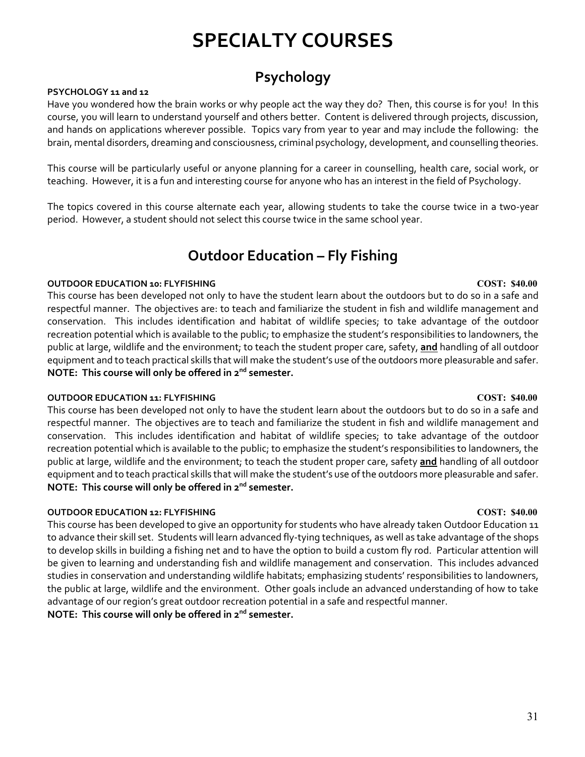# SPECIALTY COURSES

## Psychology

**PSYCHOLOGY 11 and 12**

Have you wondered how the brain works or why people act the way they do? Then, this course is for you! In this course, you will learn to understand yourself and others better. Content is delivered through projects, discussion, and hands on applications wherever possible. Topics vary from year to year and may include the following: the brain, mental disorders, dreaming and consciousness, criminal psychology, development, and counselling theories.

This course will be particularly useful or anyone planning for a career in counselling, health care, social work, or teaching. However, it is a fun and interesting course for anyone who has an interest in the field of Psychology.

The topics covered in this course alternate each year, allowing students to take the course twice in a two-year period. However, a student should not select this course twice in the same school year.

## Outdoor Education – Fly Fishing

**OUTDOOR EDUCATION 10: FLYFISHING** **COST: $40.00**

This course has been developed not only to have the student learn about the outdoors but to do so in a safe and respectful manner. The objectives are: to teach and familiarize the student in fish and wildlife management and conservation. This includes identification and habitat of wildlife species; to take advantage of the outdoor recreation potential which is available to the public; to emphasize the student's responsibilities to landowners, the public at large, wildlife and the environment; to teach the student proper care, safety, **and** handling of all outdoor equipment and to teach practical skills that will make the student's use of the outdoors more pleasurable and safer.
**NOTE: This course will only be offered in 2nd semester.**

**OUTDOOR EDUCATION 11: FLYFISHING** **COST: $40.00**

This course has been developed not only to have the student learn about the outdoors but to do so in a safe and respectful manner. The objectives are to teach and familiarize the student in fish and wildlife management and conservation. This includes identification and habitat of wildlife species; to take advantage of the outdoor recreation potential which is available to the public; to emphasize the student's responsibilities to landowners, the public at large, wildlife and the environment; to teach the student proper care, safety **and** handling of all outdoor equipment and to teach practical skills that will make the student's use of the outdoors more pleasurable and safer.
**NOTE: This course will only be offered in 2nd semester.**

**OUTDOOR EDUCATION 12: FLYFISHING** **COST: $40.00**

This course has been developed to give an opportunity for students who have already taken Outdoor Education 11 to advance their skill set. Students will learn advanced fly-tying techniques, as well as take advantage of the shops to develop skills in building a fishing net and to have the option to build a custom fly rod. Particular attention will be given to learning and understanding fish and wildlife management and conservation. This includes advanced studies in conservation and understanding wildlife habitats; emphasizing students' responsibilities to landowners, the public at large, wildlife and the environment. Other goals include an advanced understanding of how to take advantage of our region's great outdoor recreation potential in a safe and respectful manner.
**NOTE: This course will only be offered in 2nd semester.**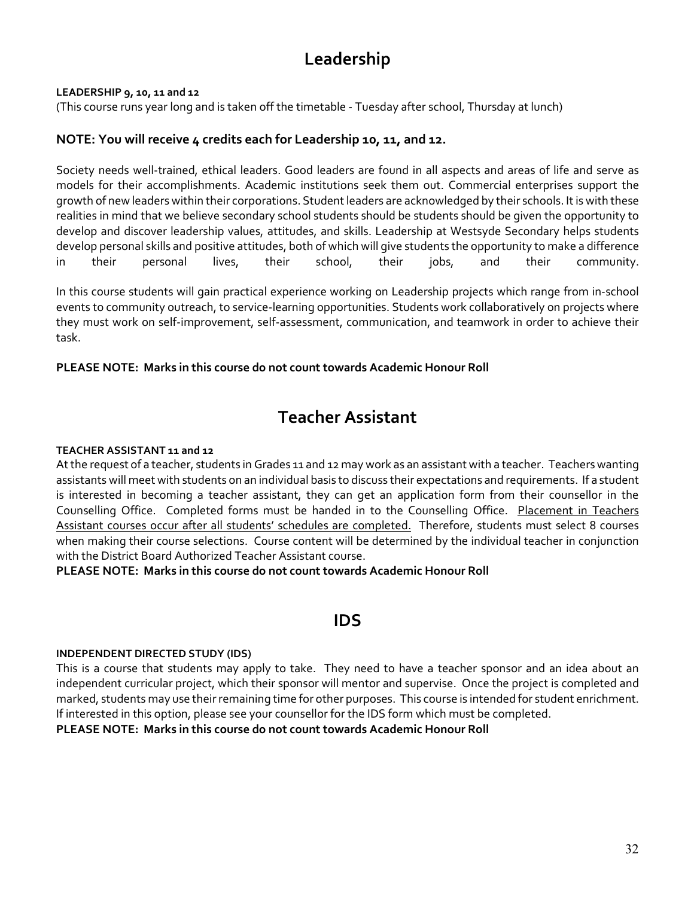# Leadership

**LEADERSHIP 9, 10, 11 and 12**

(This course runs year long and is taken off the timetable - Tuesday after school, Thursday at lunch)

### NOTE: You will receive 4 credits each for Leadership 10, 11, and 12.

Society needs well-trained, ethical leaders. Good leaders are found in all aspects and areas of life and serve as models for their accomplishments. Academic institutions seek them out. Commercial enterprises support the growth of new leaders within their corporations. Student leaders are acknowledged by their schools. It is with these realities in mind that we believe secondary school students should be students should be given the opportunity to develop and discover leadership values, attitudes, and skills. Leadership at Westsyde Secondary helps students develop personal skills and positive attitudes, both of which will give students the opportunity to make a difference in their personal lives, their school, their jobs, and their community.

In this course students will gain practical experience working on Leadership projects which range from in-school events to community outreach, to service-learning opportunities. Students work collaboratively on projects where they must work on self-improvement, self-assessment, communication, and teamwork in order to achieve their task.

**PLEASE NOTE: Marks in this course do not count towards Academic Honour Roll**

# Teacher Assistant

**TEACHER ASSISTANT 11 and 12**

At the request of a teacher, students in Grades 11 and 12 may work as an assistant with a teacher. Teachers wanting assistants will meet with students on an individual basis to discuss their expectations and requirements. If a student is interested in becoming a teacher assistant, they can get an application form from their counsellor in the Counselling Office. Completed forms must be handed in to the Counselling Office. Placement in Teachers Assistant courses occur after all students' schedules are completed. Therefore, students must select 8 courses when making their course selections. Course content will be determined by the individual teacher in conjunction with the District Board Authorized Teacher Assistant course.

**PLEASE NOTE: Marks in this course do not count towards Academic Honour Roll**

# IDS

**INDEPENDENT DIRECTED STUDY (IDS)**

This is a course that students may apply to take. They need to have a teacher sponsor and an idea about an independent curricular project, which their sponsor will mentor and supervise. Once the project is completed and marked, students may use their remaining time for other purposes. This course is intended for student enrichment. If interested in this option, please see your counsellor for the IDS form which must be completed.

**PLEASE NOTE: Marks in this course do not count towards Academic Honour Roll**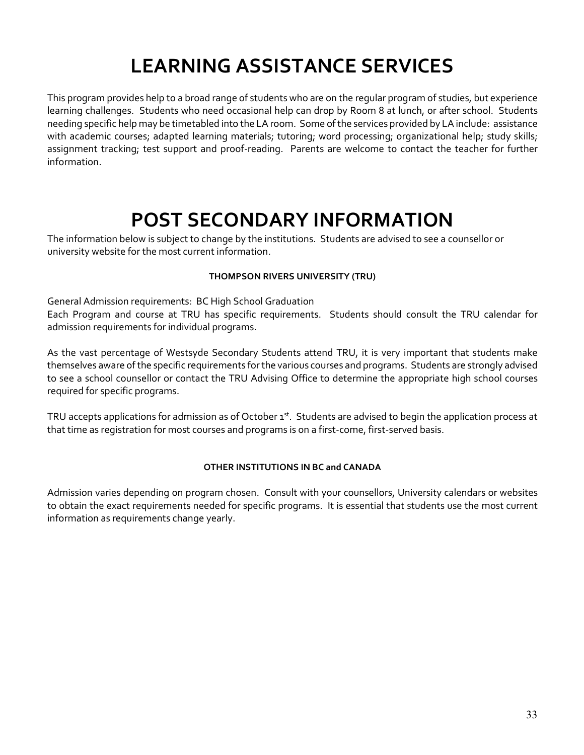# LEARNING ASSISTANCE SERVICES

This program provides help to a broad range of students who are on the regular program of studies, but experience learning challenges. Students who need occasional help can drop by Room 8 at lunch, or after school. Students needing specific help may be timetabled into the LA room. Some of the services provided by LA include: assistance with academic courses; adapted learning materials; tutoring; word processing; organizational help; study skills; assignment tracking; test support and proof-reading. Parents are welcome to contact the teacher for further information.

# POST SECONDARY INFORMATION

The information below is subject to change by the institutions. Students are advised to see a counsellor or university website for the most current information.

### THOMPSON RIVERS UNIVERSITY (TRU)

General Admission requirements: BC High School Graduation
Each Program and course at TRU has specific requirements. Students should consult the TRU calendar for admission requirements for individual programs.

As the vast percentage of Westsyde Secondary Students attend TRU, it is very important that students make themselves aware of the specific requirements for the various courses and programs. Students are strongly advised to see a school counsellor or contact the TRU Advising Office to determine the appropriate high school courses required for specific programs.

TRU accepts applications for admission as of October 1st. Students are advised to begin the application process at that time as registration for most courses and programs is on a first-come, first-served basis.

### OTHER INSTITUTIONS IN BC and CANADA

Admission varies depending on program chosen. Consult with your counsellors, University calendars or websites to obtain the exact requirements needed for specific programs. It is essential that students use the most current information as requirements change yearly.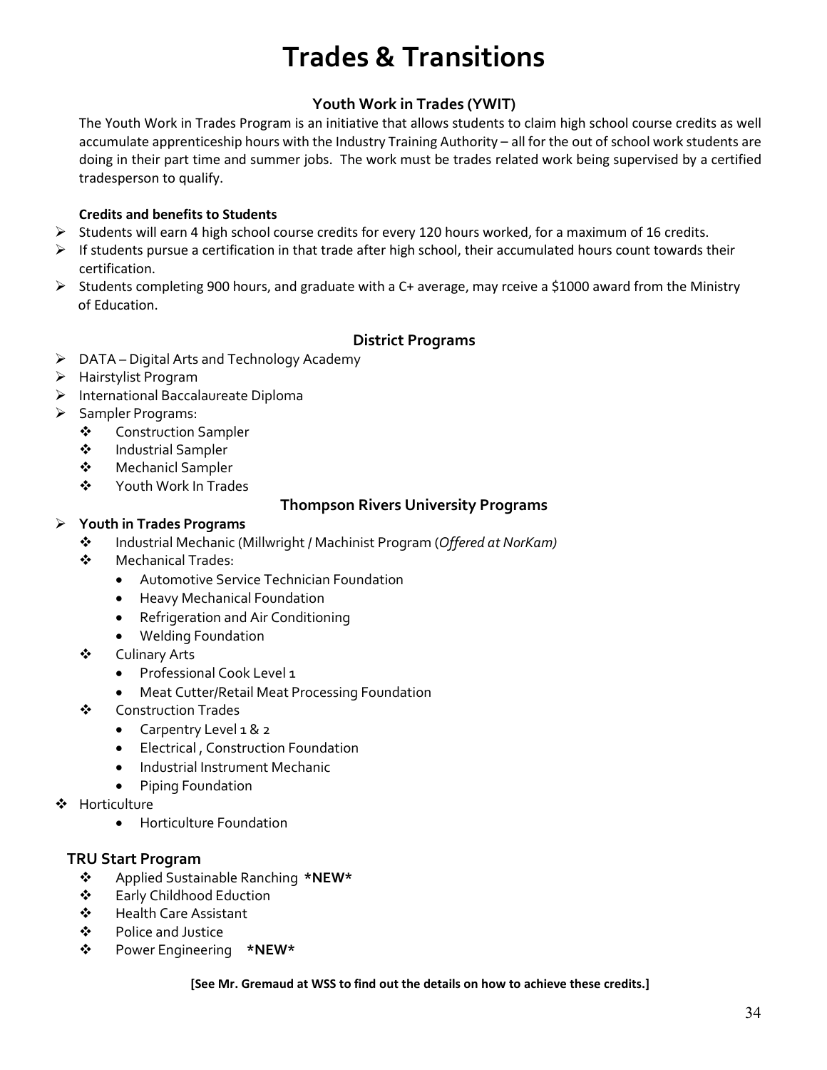# Trades & Transitions

## Youth Work in Trades (YWIT)

The Youth Work in Trades Program is an initiative that allows students to claim high school course credits as well accumulate apprenticeship hours with the Industry Training Authority – all for the out of school work students are doing in their part time and summer jobs. The work must be trades related work being supervised by a certified tradesperson to qualify.

**Credits and benefits to Students**

- Students will earn 4 high school course credits for every 120 hours worked, for a maximum of 16 credits.
- If students pursue a certification in that trade after high school, their accumulated hours count towards their certification.
- Students completing 900 hours, and graduate with a C+ average, may rceive a $1000 award from the Ministry of Education.

## District Programs

- DATA – Digital Arts and Technology Academy
- Hairstylist Program
- International Baccalaureate Diploma
- Sampler Programs:
  - Construction Sampler
  - Industrial Sampler
  - Mechanicl Sampler
  - Youth Work In Trades

## Thompson Rivers University Programs

- **Youth in Trades Programs**
  - Industrial Mechanic (Millwright / Machinist Program (*Offered at NorKam)*
  - Mechanical Trades:
    - Automotive Service Technician Foundation
    - Heavy Mechanical Foundation
    - Refrigeration and Air Conditioning
    - Welding Foundation
  - Culinary Arts
    - Professional Cook Level 1
    - Meat Cutter/Retail Meat Processing Foundation
  - Construction Trades
    - Carpentry Level 1 & 2
    - Electrical , Construction Foundation
    - Industrial Instrument Mechanic
    - Piping Foundation
- Horticulture
  - Horticulture Foundation

### TRU Start Program

- Applied Sustainable Ranching **\*NEW\***
- Early Childhood Eduction
- Health Care Assistant
- Police and Justice
- Power Engineering **\*NEW\***

**[See Mr. Gremaud at WSS to find out the details on how to achieve these credits.]**